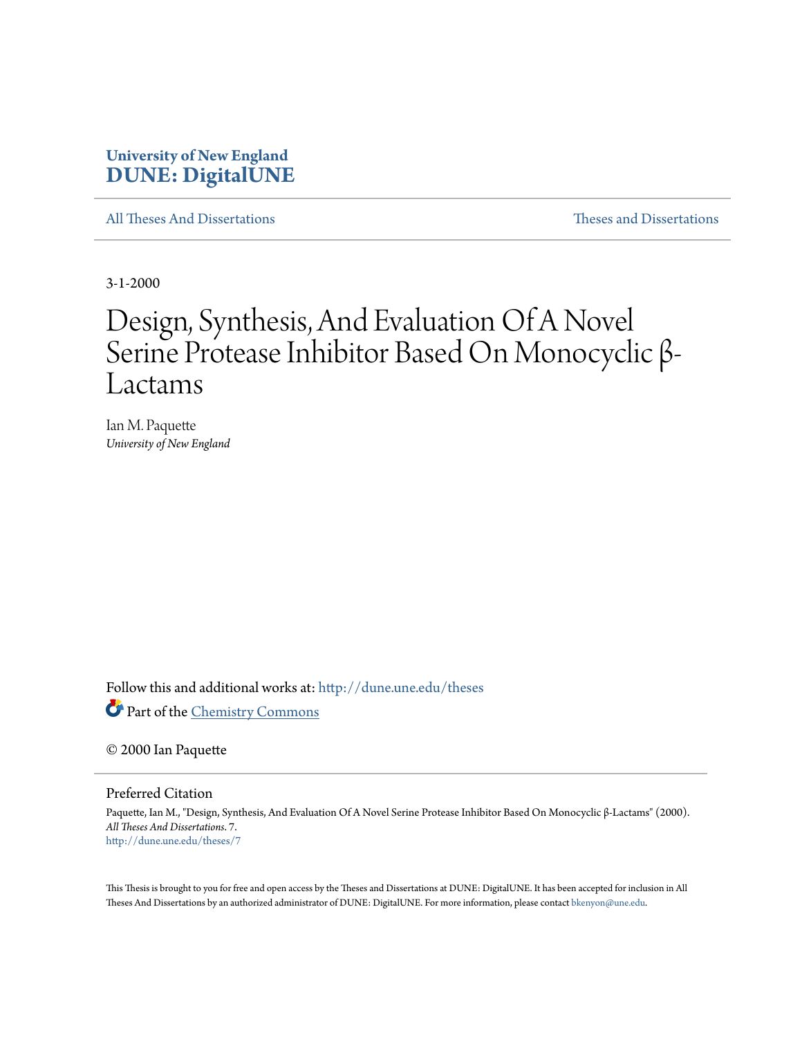University of New England
**DUNE: DigitalUNE**

All Theses And Dissertations | Theses and Dissertations

3-1-2000

# Design, Synthesis, And Evaluation Of A Novel Serine Protease Inhibitor Based On Monocyclic β-Lactams

Ian M. Paquette
*University of New England*

Follow this and additional works at: http://dune.une.edu/theses

Part of the Chemistry Commons

© 2000 Ian Paquette

Preferred Citation

Paquette, Ian M., "Design, Synthesis, And Evaluation Of A Novel Serine Protease Inhibitor Based On Monocyclic β-Lactams" (2000). *All Theses And Dissertations*. 7.
http://dune.une.edu/theses/7

This Thesis is brought to you for free and open access by the Theses and Dissertations at DUNE: DigitalUNE. It has been accepted for inclusion in All Theses And Dissertations by an authorized administrator of DUNE: DigitalUNE. For more information, please contact bkenyon@une.edu.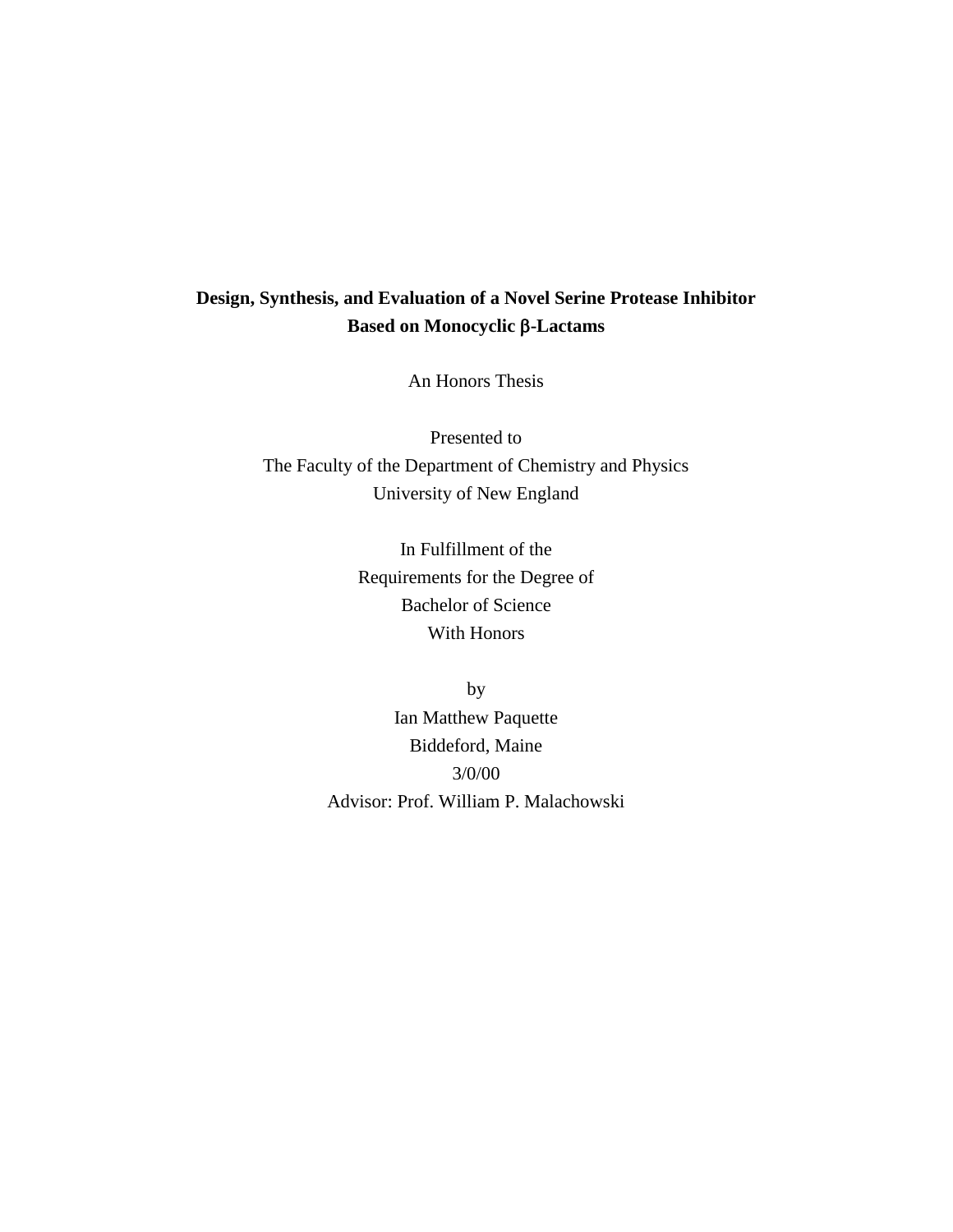**Design, Synthesis, and Evaluation of a Novel Serine Protease Inhibitor Based on Monocyclic β-Lactams**

An Honors Thesis

Presented to
The Faculty of the Department of Chemistry and Physics
University of New England

In Fulfillment of the
Requirements for the Degree of
Bachelor of Science
With Honors

by
Ian Matthew Paquette
Biddeford, Maine
3/0/00
Advisor: Prof. William P. Malachowski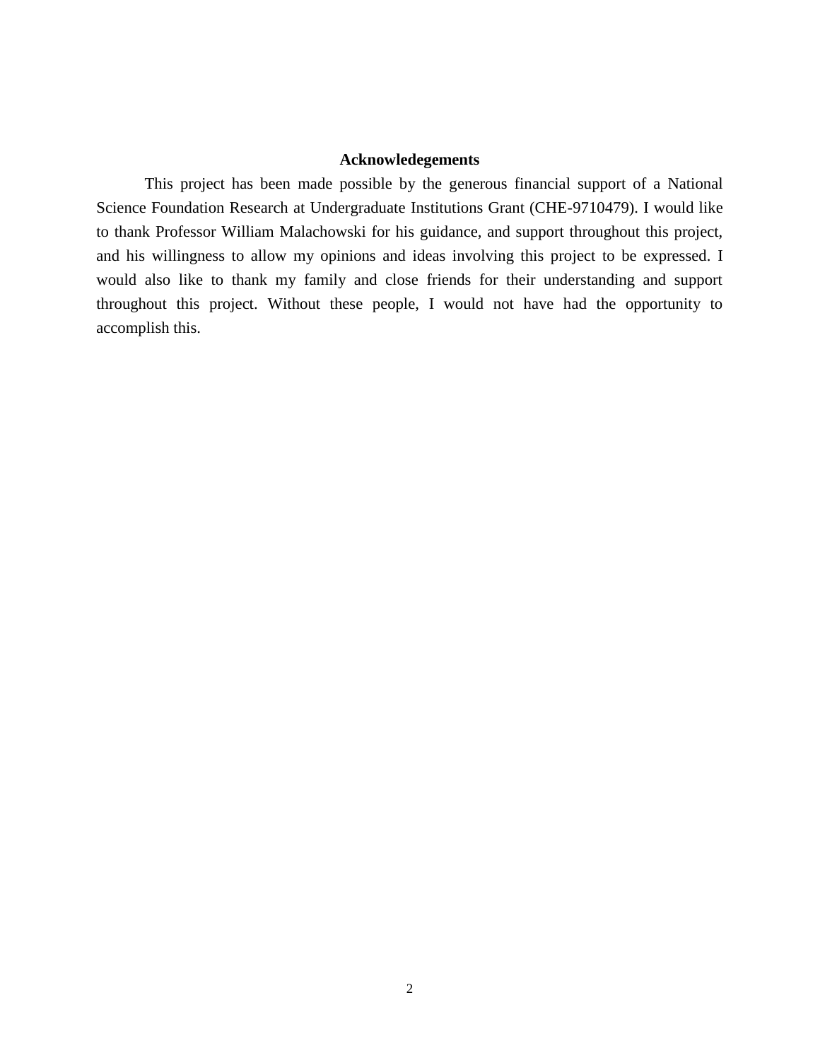## Acknowledegements

This project has been made possible by the generous financial support of a National Science Foundation Research at Undergraduate Institutions Grant (CHE-9710479). I would like to thank Professor William Malachowski for his guidance, and support throughout this project, and his willingness to allow my opinions and ideas involving this project to be expressed. I would also like to thank my family and close friends for their understanding and support throughout this project. Without these people, I would not have had the opportunity to accomplish this.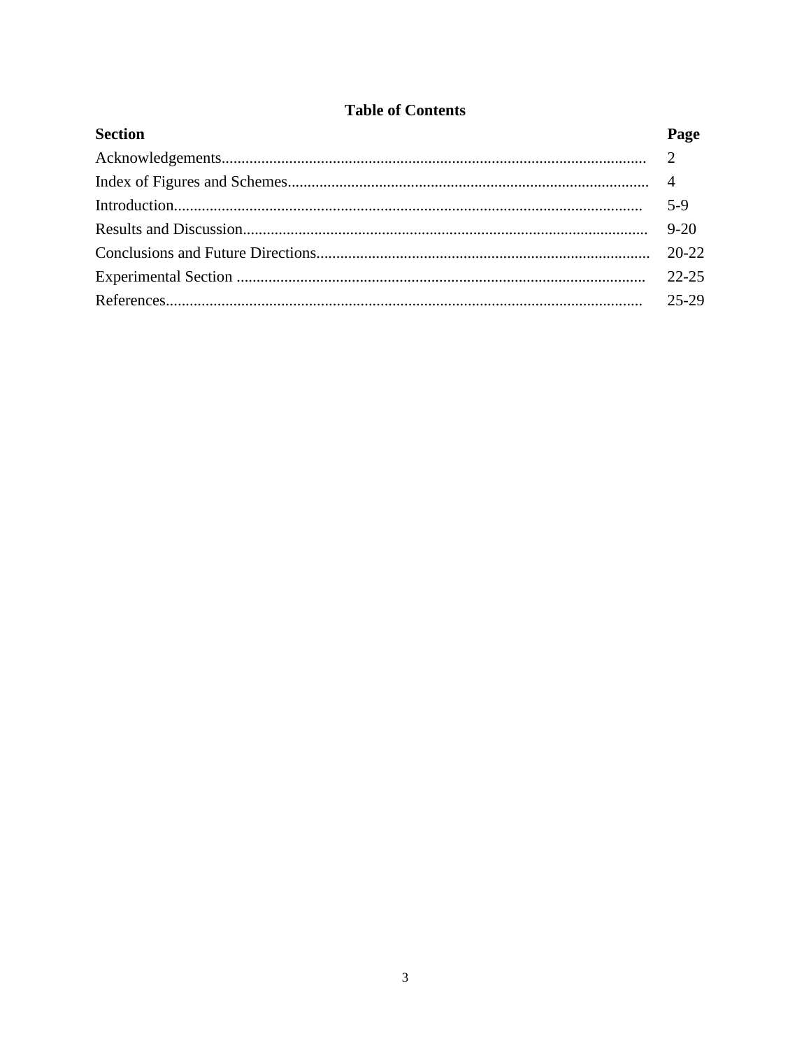# Table of Contents

| Section | Page |
| --- | --- |
| Acknowledgements | 2 |
| Index of Figures and Schemes | 4 |
| Introduction | 5-9 |
| Results and Discussion | 9-20 |
| Conclusions and Future Directions | 20-22 |
| Experimental Section | 22-25 |
| References | 25-29 |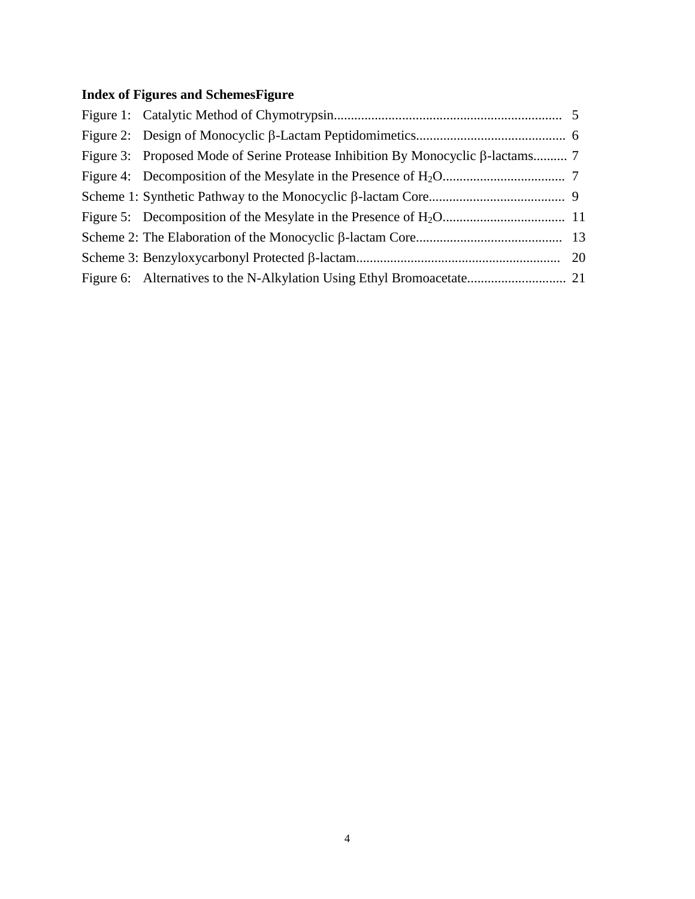**Index of Figures and SchemesFigure**

Figure 1: Catalytic Method of Chymotrypsin.................................................................... 5

Figure 2: Design of Monocyclic β-Lactam Peptidomimetics............................................ 6

Figure 3: Proposed Mode of Serine Protease Inhibition By Monocyclic β-lactams.......... 7

Figure 4: Decomposition of the Mesylate in the Presence of $H_2O$.................................... 7

Scheme 1: Synthetic Pathway to the Monocyclic β-lactam Core........................................ 9

Figure 5: Decomposition of the Mesylate in the Presence of $H_2O$.................................... 11

Scheme 2: The Elaboration of the Monocyclic β-lactam Core........................................... 13

Scheme 3: Benzyloxycarbonyl Protected β-lactam............................................................ 20

Figure 6: Alternatives to the N-Alkylation Using Ethyl Bromoacetate............................. 21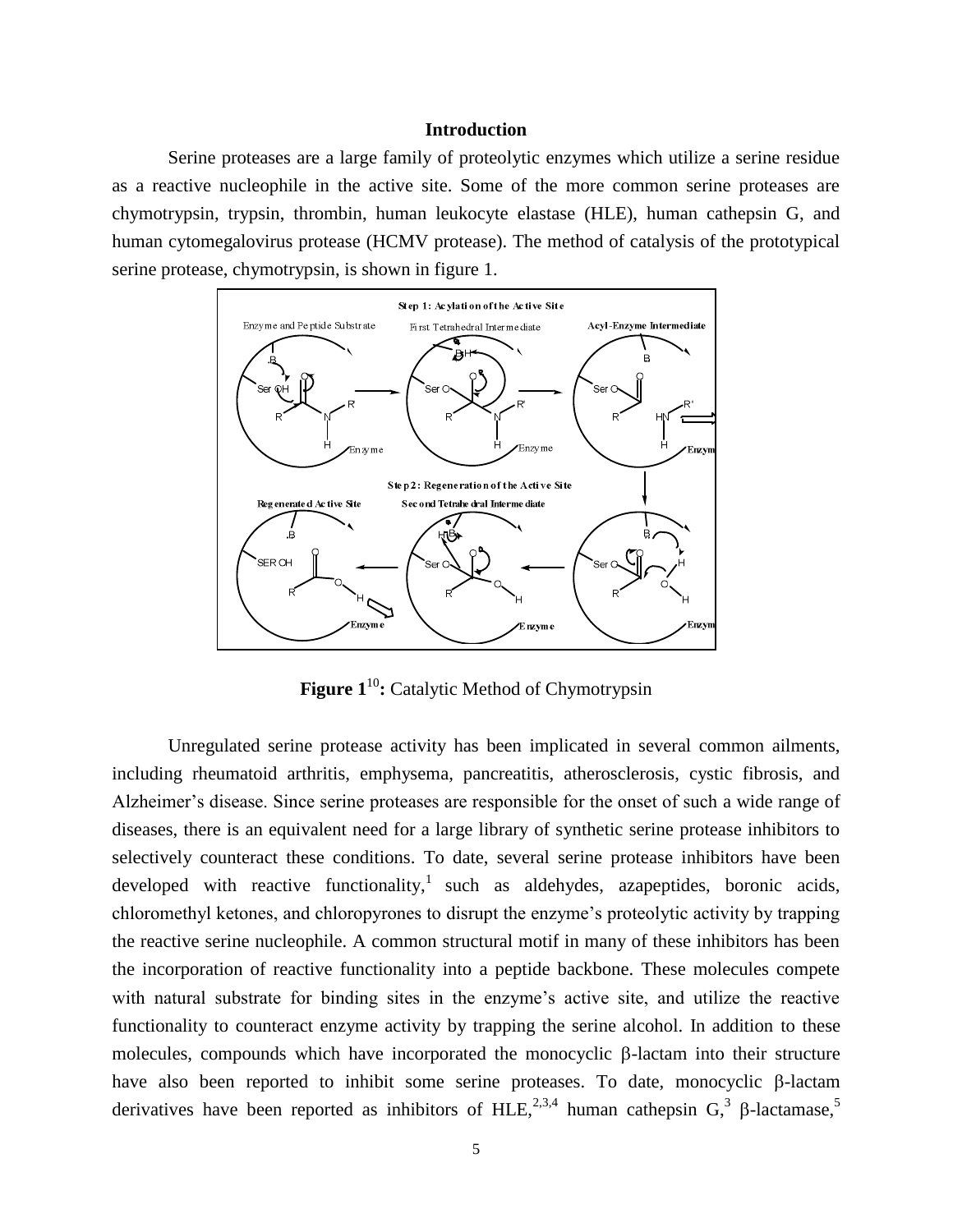## Introduction

Serine proteases are a large family of proteolytic enzymes which utilize a serine residue as a reactive nucleophile in the active site. Some of the more common serine proteases are chymotrypsin, trypsin, thrombin, human leukocyte elastase (HLE), human cathepsin G, and human cytomegalovirus protease (HCMV protease). The method of catalysis of the prototypical serine protease, chymotrypsin, is shown in figure 1.

**Figure 1**[10]**:** Catalytic Method of Chymotrypsin

Unregulated serine protease activity has been implicated in several common ailments, including rheumatoid arthritis, emphysema, pancreatitis, atherosclerosis, cystic fibrosis, and Alzheimer's disease. Since serine proteases are responsible for the onset of such a wide range of diseases, there is an equivalent need for a large library of synthetic serine protease inhibitors to selectively counteract these conditions. To date, several serine protease inhibitors have been developed with reactive functionality,[1] such as aldehydes, azapeptides, boronic acids, chloromethyl ketones, and chloropyrones to disrupt the enzyme's proteolytic activity by trapping the reactive serine nucleophile. A common structural motif in many of these inhibitors has been the incorporation of reactive functionality into a peptide backbone. These molecules compete with natural substrate for binding sites in the enzyme's active site, and utilize the reactive functionality to counteract enzyme activity by trapping the serine alcohol. In addition to these molecules, compounds which have incorporated the monocyclic β-lactam into their structure have also been reported to inhibit some serine proteases. To date, monocyclic β-lactam derivatives have been reported as inhibitors of HLE,[2,3,4] human cathepsin G,[3] β-lactamase,[5]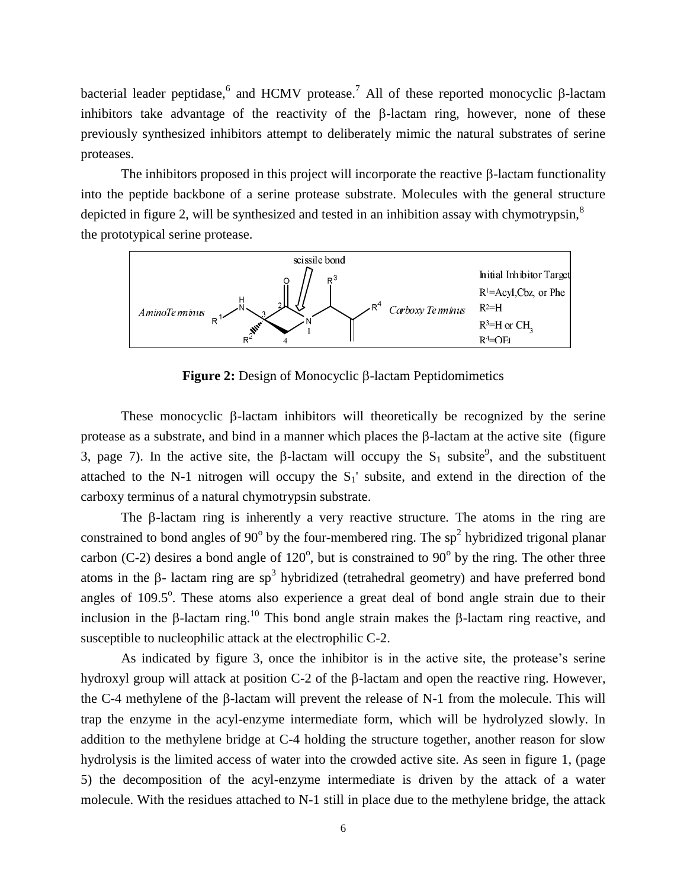bacterial leader peptidase,[6] and HCMV protease.[7] All of these reported monocyclic β-lactam inhibitors take advantage of the reactivity of the β-lactam ring, however, none of these previously synthesized inhibitors attempt to deliberately mimic the natural substrates of serine proteases.

The inhibitors proposed in this project will incorporate the reactive β-lactam functionality into the peptide backbone of a serine protease substrate. Molecules with the general structure depicted in figure 2, will be synthesized and tested in an inhibition assay with chymotrypsin,[8] the prototypical serine protease.

scissile bond

*Amino Terminus* — *Carboxy Terminus*

Initial Inhibitor Target
$R^1$=Acyl,Cbz, or Phe
$R^2$=H
$R^3$=H or $CH_3$
$R^4$=OEt

**Figure 2:** Design of Monocyclic β-lactam Peptidomimetics

These monocyclic β-lactam inhibitors will theoretically be recognized by the serine protease as a substrate, and bind in a manner which places the β-lactam at the active site (figure 3, page 7). In the active site, the β-lactam will occupy the $S_1$ subsite[9], and the substituent attached to the N-1 nitrogen will occupy the $S_1'$ subsite, and extend in the direction of the carboxy terminus of a natural chymotrypsin substrate.

The β-lactam ring is inherently a very reactive structure. The atoms in the ring are constrained to bond angles of 90° by the four-membered ring. The $sp^2$ hybridized trigonal planar carbon (C-2) desires a bond angle of 120°, but is constrained to 90° by the ring. The other three atoms in the β- lactam ring are $sp^3$ hybridized (tetrahedral geometry) and have preferred bond angles of 109.5°. These atoms also experience a great deal of bond angle strain due to their inclusion in the β-lactam ring.[10] This bond angle strain makes the β-lactam ring reactive, and susceptible to nucleophilic attack at the electrophilic C-2.

As indicated by figure 3, once the inhibitor is in the active site, the protease's serine hydroxyl group will attack at position C-2 of the β-lactam and open the reactive ring. However, the C-4 methylene of the β-lactam will prevent the release of N-1 from the molecule. This will trap the enzyme in the acyl-enzyme intermediate form, which will be hydrolyzed slowly. In addition to the methylene bridge at C-4 holding the structure together, another reason for slow hydrolysis is the limited access of water into the crowded active site. As seen in figure 1, (page 5) the decomposition of the acyl-enzyme intermediate is driven by the attack of a water molecule. With the residues attached to N-1 still in place due to the methylene bridge, the attack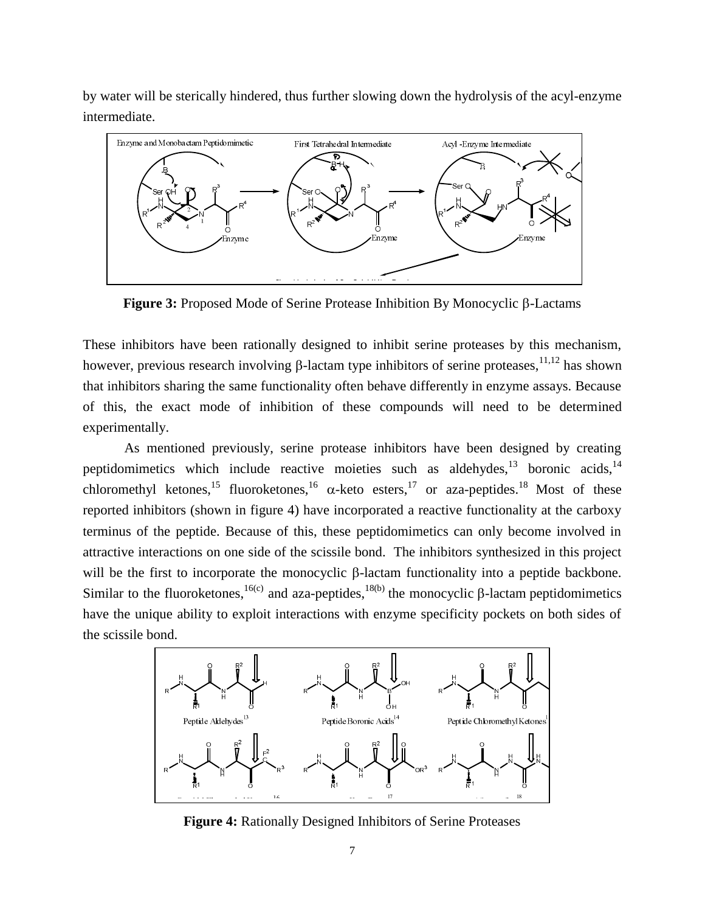by water will be sterically hindered, thus further slowing down the hydrolysis of the acyl-enzyme intermediate.

**Figure 3:** Proposed Mode of Serine Protease Inhibition By Monocyclic β-Lactams

These inhibitors have been rationally designed to inhibit serine proteases by this mechanism, however, previous research involving β-lactam type inhibitors of serine proteases,[11,12] has shown that inhibitors sharing the same functionality often behave differently in enzyme assays. Because of this, the exact mode of inhibition of these compounds will need to be determined experimentally.

As mentioned previously, serine protease inhibitors have been designed by creating peptidomimetics which include reactive moieties such as aldehydes,[13] boronic acids,[14] chloromethyl ketones,[15] fluoroketones,[16] α-keto esters,[17] or aza-peptides.[18] Most of these reported inhibitors (shown in figure 4) have incorporated a reactive functionality at the carboxy terminus of the peptide. Because of this, these peptidomimetics can only become involved in attractive interactions on one side of the scissile bond. The inhibitors synthesized in this project will be the first to incorporate the monocyclic β-lactam functionality into a peptide backbone. Similar to the fluoroketones,[16(c)] and aza-peptides,[18(b)] the monocyclic β-lactam peptidomimetics have the unique ability to exploit interactions with enzyme specificity pockets on both sides of the scissile bond.

**Figure 4:** Rationally Designed Inhibitors of Serine Proteases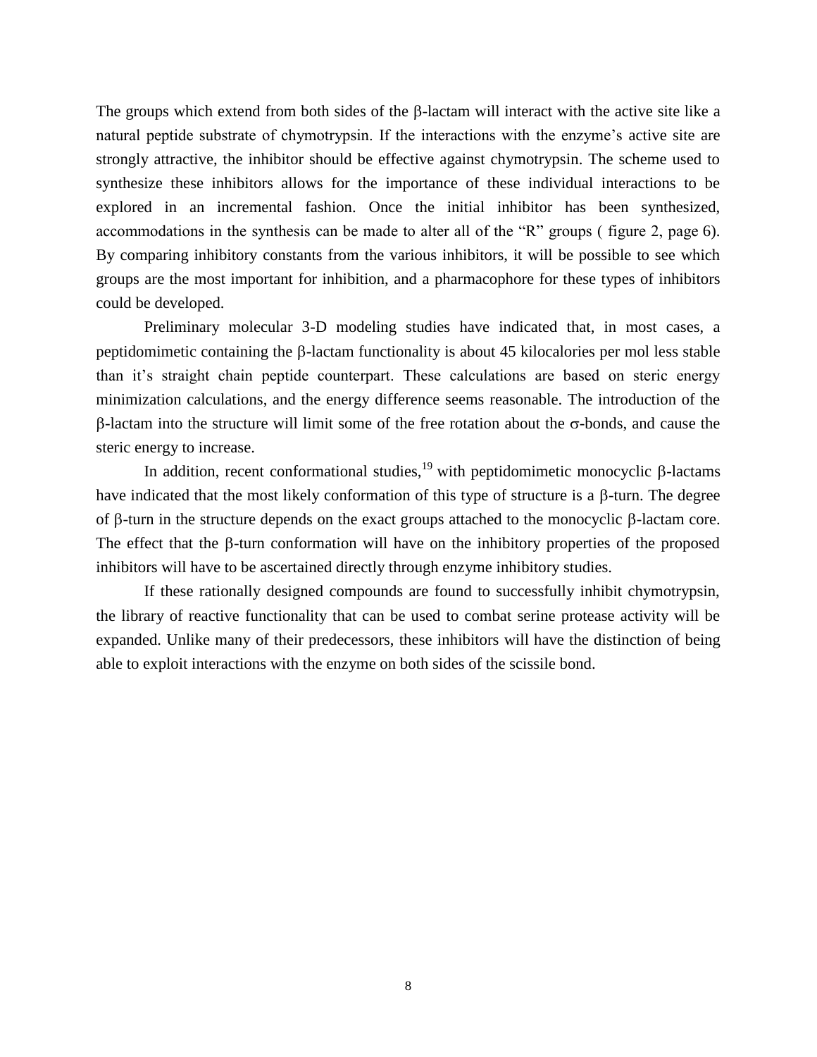The groups which extend from both sides of the β-lactam will interact with the active site like a natural peptide substrate of chymotrypsin. If the interactions with the enzyme's active site are strongly attractive, the inhibitor should be effective against chymotrypsin. The scheme used to synthesize these inhibitors allows for the importance of these individual interactions to be explored in an incremental fashion. Once the initial inhibitor has been synthesized, accommodations in the synthesis can be made to alter all of the "R" groups ( figure 2, page 6). By comparing inhibitory constants from the various inhibitors, it will be possible to see which groups are the most important for inhibition, and a pharmacophore for these types of inhibitors could be developed.

Preliminary molecular 3-D modeling studies have indicated that, in most cases, a peptidomimetic containing the β-lactam functionality is about 45 kilocalories per mol less stable than it's straight chain peptide counterpart. These calculations are based on steric energy minimization calculations, and the energy difference seems reasonable. The introduction of the β-lactam into the structure will limit some of the free rotation about the σ-bonds, and cause the steric energy to increase.

In addition, recent conformational studies,[19] with peptidomimetic monocyclic β-lactams have indicated that the most likely conformation of this type of structure is a β-turn. The degree of β-turn in the structure depends on the exact groups attached to the monocyclic β-lactam core. The effect that the β-turn conformation will have on the inhibitory properties of the proposed inhibitors will have to be ascertained directly through enzyme inhibitory studies.

If these rationally designed compounds are found to successfully inhibit chymotrypsin, the library of reactive functionality that can be used to combat serine protease activity will be expanded. Unlike many of their predecessors, these inhibitors will have the distinction of being able to exploit interactions with the enzyme on both sides of the scissile bond.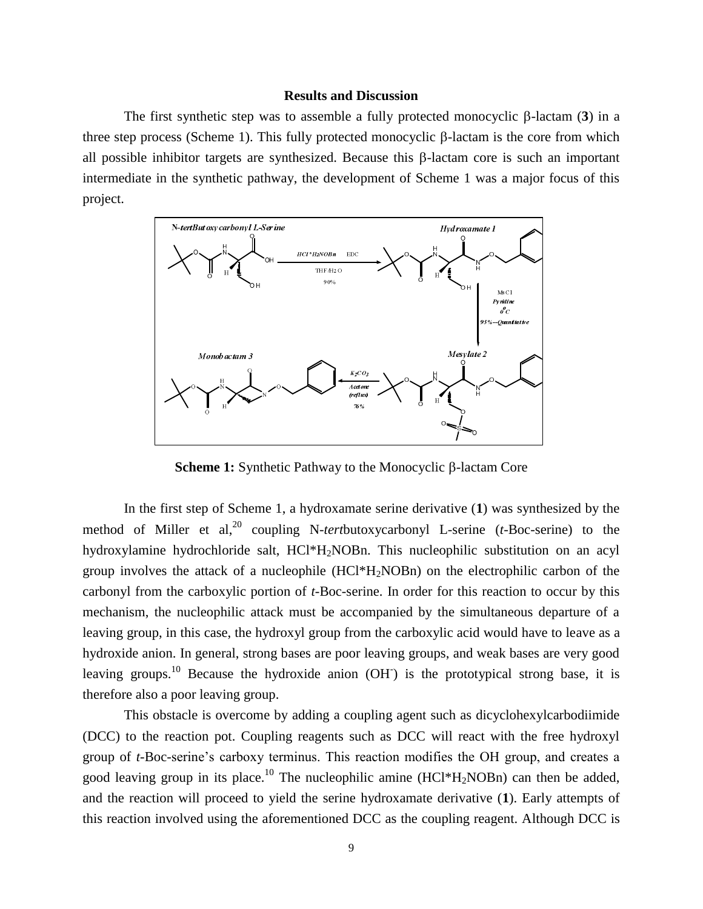## Results and Discussion

The first synthetic step was to assemble a fully protected monocyclic β-lactam (**3**) in a three step process (Scheme 1). This fully protected monocyclic β-lactam is the core from which all possible inhibitor targets are synthesized. Because this β-lactam core is such an important intermediate in the synthetic pathway, the development of Scheme 1 was a major focus of this project.

**Scheme 1:** Synthetic Pathway to the Monocyclic β-lactam Core

In the first step of Scheme 1, a hydroxamate serine derivative (**1**) was synthesized by the method of Miller et al,[20] coupling N-*tert*butoxycarbonyl L-serine (*t*-Boc-serine) to the hydroxylamine hydrochloride salt, HCl*$H_2$NOBn. This nucleophilic substitution on an acyl group involves the attack of a nucleophile (HCl*$H_2$NOBn) on the electrophilic carbon of the carbonyl from the carboxylic portion of *t*-Boc-serine. In order for this reaction to occur by this mechanism, the nucleophilic attack must be accompanied by the simultaneous departure of a leaving group, in this case, the hydroxyl group from the carboxylic acid would have to leave as a hydroxide anion. In general, strong bases are poor leaving groups, and weak bases are very good leaving groups.[10] Because the hydroxide anion ($OH^-$) is the prototypical strong base, it is therefore also a poor leaving group.

This obstacle is overcome by adding a coupling agent such as dicyclohexylcarbodiimide (DCC) to the reaction pot. Coupling reagents such as DCC will react with the free hydroxyl group of *t*-Boc-serine's carboxy terminus. This reaction modifies the OH group, and creates a good leaving group in its place.[10] The nucleophilic amine (HCl*$H_2$NOBn) can then be added, and the reaction will proceed to yield the serine hydroxamate derivative (**1**). Early attempts of this reaction involved using the aforementioned DCC as the coupling reagent. Although DCC is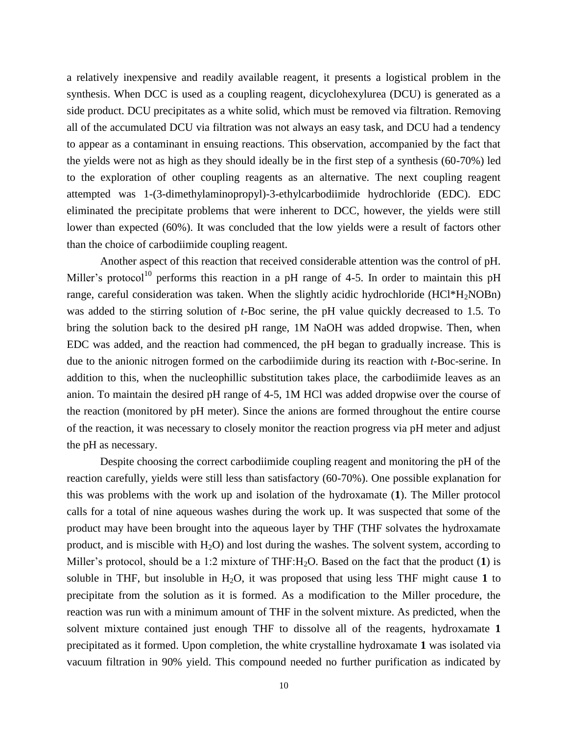a relatively inexpensive and readily available reagent, it presents a logistical problem in the synthesis. When DCC is used as a coupling reagent, dicyclohexylurea (DCU) is generated as a side product. DCU precipitates as a white solid, which must be removed via filtration. Removing all of the accumulated DCU via filtration was not always an easy task, and DCU had a tendency to appear as a contaminant in ensuing reactions. This observation, accompanied by the fact that the yields were not as high as they should ideally be in the first step of a synthesis (60-70%) led to the exploration of other coupling reagents as an alternative. The next coupling reagent attempted was 1-(3-dimethylaminopropyl)-3-ethylcarbodiimide hydrochloride (EDC). EDC eliminated the precipitate problems that were inherent to DCC, however, the yields were still lower than expected (60%). It was concluded that the low yields were a result of factors other than the choice of carbodiimide coupling reagent.

Another aspect of this reaction that received considerable attention was the control of pH. Miller's protocol[10] performs this reaction in a pH range of 4-5. In order to maintain this pH range, careful consideration was taken. When the slightly acidic hydrochloride ($HCl*H_2NOBn$) was added to the stirring solution of *t*-Boc serine, the pH value quickly decreased to 1.5. To bring the solution back to the desired pH range, 1M NaOH was added dropwise. Then, when EDC was added, and the reaction had commenced, the pH began to gradually increase. This is due to the anionic nitrogen formed on the carbodiimide during its reaction with *t*-Boc-serine. In addition to this, when the nucleophillic substitution takes place, the carbodiimide leaves as an anion. To maintain the desired pH range of 4-5, 1M HCl was added dropwise over the course of the reaction (monitored by pH meter). Since the anions are formed throughout the entire course of the reaction, it was necessary to closely monitor the reaction progress via pH meter and adjust the pH as necessary.

Despite choosing the correct carbodiimide coupling reagent and monitoring the pH of the reaction carefully, yields were still less than satisfactory (60-70%). One possible explanation for this was problems with the work up and isolation of the hydroxamate (**1**). The Miller protocol calls for a total of nine aqueous washes during the work up. It was suspected that some of the product may have been brought into the aqueous layer by THF (THF solvates the hydroxamate product, and is miscible with $H_2O$) and lost during the washes. The solvent system, according to Miller's protocol, should be a 1:2 mixture of THF:$H_2O$. Based on the fact that the product (**1**) is soluble in THF, but insoluble in $H_2O$, it was proposed that using less THF might cause **1** to precipitate from the solution as it is formed. As a modification to the Miller procedure, the reaction was run with a minimum amount of THF in the solvent mixture. As predicted, when the solvent mixture contained just enough THF to dissolve all of the reagents, hydroxamate **1** precipitated as it formed. Upon completion, the white crystalline hydroxamate **1** was isolated via vacuum filtration in 90% yield. This compound needed no further purification as indicated by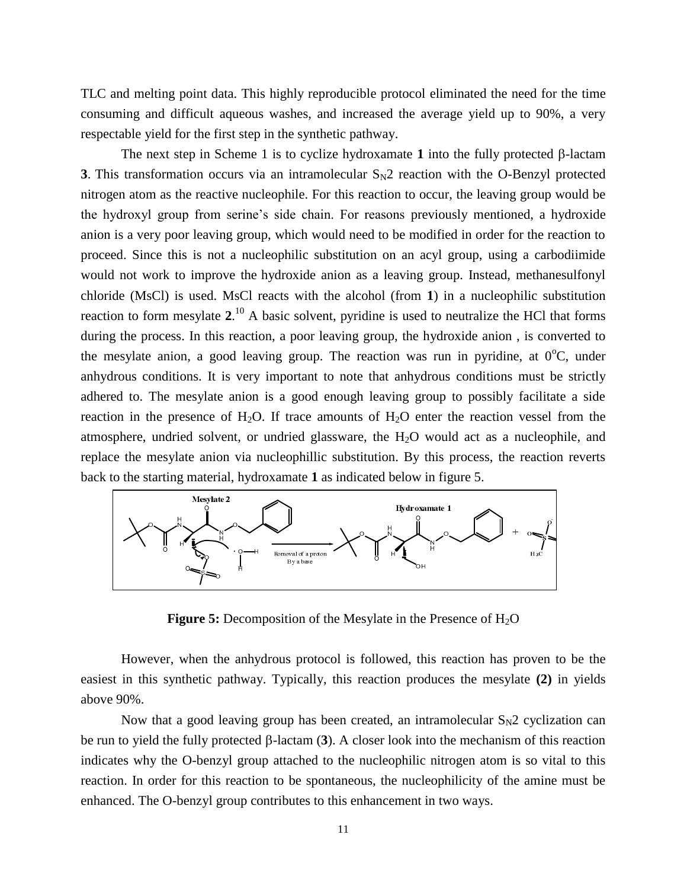TLC and melting point data. This highly reproducible protocol eliminated the need for the time consuming and difficult aqueous washes, and increased the average yield up to 90%, a very respectable yield for the first step in the synthetic pathway.

The next step in Scheme 1 is to cyclize hydroxamate **1** into the fully protected β-lactam **3**. This transformation occurs via an intramolecular $S_N2$ reaction with the O-Benzyl protected nitrogen atom as the reactive nucleophile. For this reaction to occur, the leaving group would be the hydroxyl group from serine's side chain. For reasons previously mentioned, a hydroxide anion is a very poor leaving group, which would need to be modified in order for the reaction to proceed. Since this is not a nucleophilic substitution on an acyl group, using a carbodiimide would not work to improve the hydroxide anion as a leaving group. Instead, methanesulfonyl chloride (MsCl) is used. MsCl reacts with the alcohol (from **1**) in a nucleophilic substitution reaction to form mesylate **2**.[10] A basic solvent, pyridine is used to neutralize the HCl that forms during the process. In this reaction, a poor leaving group, the hydroxide anion , is converted to the mesylate anion, a good leaving group. The reaction was run in pyridine, at 0°C, under anhydrous conditions. It is very important to note that anhydrous conditions must be strictly adhered to. The mesylate anion is a good enough leaving group to possibly facilitate a side reaction in the presence of $H_2O$. If trace amounts of $H_2O$ enter the reaction vessel from the atmosphere, undried solvent, or undried glassware, the $H_2O$ would act as a nucleophile, and replace the mesylate anion via nucleophillic substitution. By this process, the reaction reverts back to the starting material, hydroxamate **1** as indicated below in figure 5.

**Figure 5:** Decomposition of the Mesylate in the Presence of $H_2O$

However, when the anhydrous protocol is followed, this reaction has proven to be the easiest in this synthetic pathway. Typically, this reaction produces the mesylate **(2)** in yields above 90%.

Now that a good leaving group has been created, an intramolecular $S_N2$ cyclization can be run to yield the fully protected β-lactam (**3**). A closer look into the mechanism of this reaction indicates why the O-benzyl group attached to the nucleophilic nitrogen atom is so vital to this reaction. In order for this reaction to be spontaneous, the nucleophilicity of the amine must be enhanced. The O-benzyl group contributes to this enhancement in two ways.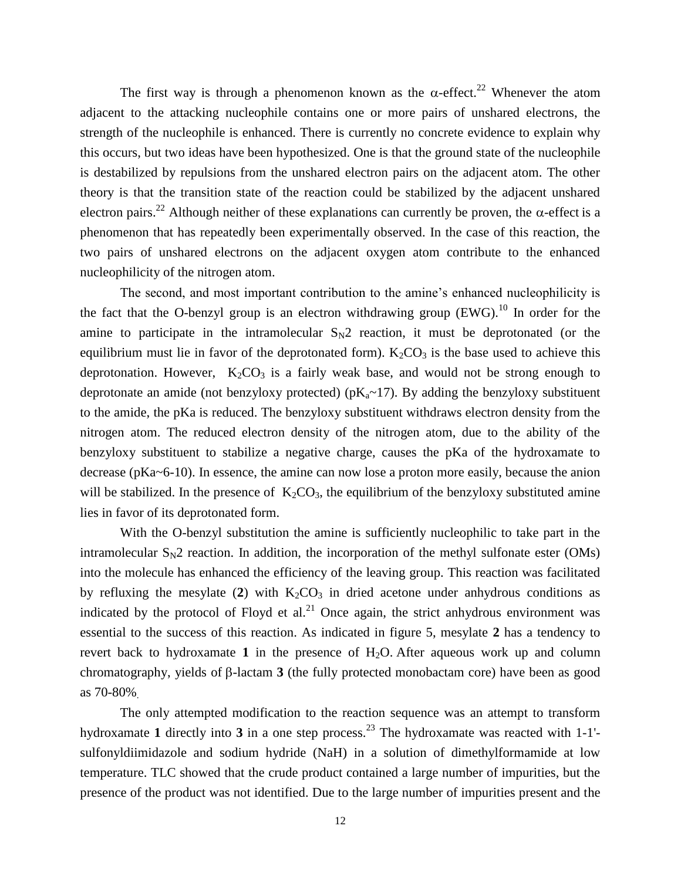The first way is through a phenomenon known as the α-effect.[22] Whenever the atom adjacent to the attacking nucleophile contains one or more pairs of unshared electrons, the strength of the nucleophile is enhanced. There is currently no concrete evidence to explain why this occurs, but two ideas have been hypothesized. One is that the ground state of the nucleophile is destabilized by repulsions from the unshared electron pairs on the adjacent atom. The other theory is that the transition state of the reaction could be stabilized by the adjacent unshared electron pairs.[22] Although neither of these explanations can currently be proven, the α-effect is a phenomenon that has repeatedly been experimentally observed. In the case of this reaction, the two pairs of unshared electrons on the adjacent oxygen atom contribute to the enhanced nucleophilicity of the nitrogen atom.

The second, and most important contribution to the amine's enhanced nucleophilicity is the fact that the O-benzyl group is an electron withdrawing group (EWG).[10] In order for the amine to participate in the intramolecular $S_N2$ reaction, it must be deprotonated (or the equilibrium must lie in favor of the deprotonated form). $K_2CO_3$ is the base used to achieve this deprotonation. However, $K_2CO_3$ is a fairly weak base, and would not be strong enough to deprotonate an amide (not benzyloxy protected) ($pK_a$~17). By adding the benzyloxy substituent to the amide, the pKa is reduced. The benzyloxy substituent withdraws electron density from the nitrogen atom. The reduced electron density of the nitrogen atom, due to the ability of the benzyloxy substituent to stabilize a negative charge, causes the pKa of the hydroxamate to decrease (pKa~6-10). In essence, the amine can now lose a proton more easily, because the anion will be stabilized. In the presence of $K_2CO_3$, the equilibrium of the benzyloxy substituted amine lies in favor of its deprotonated form.

With the O-benzyl substitution the amine is sufficiently nucleophilic to take part in the intramolecular $S_N2$ reaction. In addition, the incorporation of the methyl sulfonate ester (OMs) into the molecule has enhanced the efficiency of the leaving group. This reaction was facilitated by refluxing the mesylate (**2**) with $K_2CO_3$ in dried acetone under anhydrous conditions as indicated by the protocol of Floyd et al.[21] Once again, the strict anhydrous environment was essential to the success of this reaction. As indicated in figure 5, mesylate **2** has a tendency to revert back to hydroxamate **1** in the presence of $H_2O$. After aqueous work up and column chromatography, yields of β-lactam **3** (the fully protected monobactam core) have been as good as 70-80%.

The only attempted modification to the reaction sequence was an attempt to transform hydroxamate **1** directly into **3** in a one step process.[23] The hydroxamate was reacted with 1-1'-sulfonyldiimidazole and sodium hydride (NaH) in a solution of dimethylformamide at low temperature. TLC showed that the crude product contained a large number of impurities, but the presence of the product was not identified. Due to the large number of impurities present and the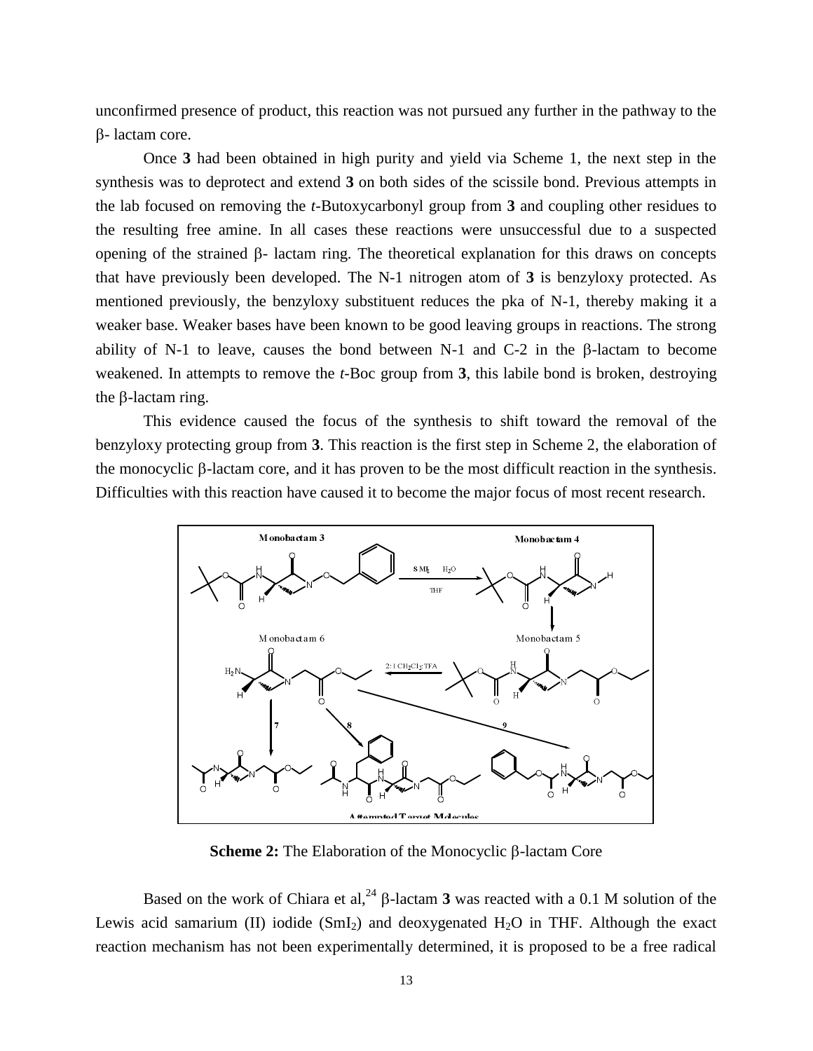unconfirmed presence of product, this reaction was not pursued any further in the pathway to the β- lactam core.

Once **3** had been obtained in high purity and yield via Scheme 1, the next step in the synthesis was to deprotect and extend **3** on both sides of the scissile bond. Previous attempts in the lab focused on removing the *t*-Butoxycarbonyl group from **3** and coupling other residues to the resulting free amine. In all cases these reactions were unsuccessful due to a suspected opening of the strained β- lactam ring. The theoretical explanation for this draws on concepts that have previously been developed. The N-1 nitrogen atom of **3** is benzyloxy protected. As mentioned previously, the benzyloxy substituent reduces the pka of N-1, thereby making it a weaker base. Weaker bases have been known to be good leaving groups in reactions. The strong ability of N-1 to leave, causes the bond between N-1 and C-2 in the β-lactam to become weakened. In attempts to remove the *t*-Boc group from **3**, this labile bond is broken, destroying the β-lactam ring.

This evidence caused the focus of the synthesis to shift toward the removal of the benzyloxy protecting group from **3**. This reaction is the first step in Scheme 2, the elaboration of the monocyclic β-lactam core, and it has proven to be the most difficult reaction in the synthesis. Difficulties with this reaction have caused it to become the major focus of most recent research.

**Scheme 2:** The Elaboration of the Monocyclic β-lactam Core

Based on the work of Chiara et al,[24] β-lactam **3** was reacted with a 0.1 M solution of the Lewis acid samarium (II) iodide ($SmI_2$) and deoxygenated $H_2O$ in THF. Although the exact reaction mechanism has not been experimentally determined, it is proposed to be a free radical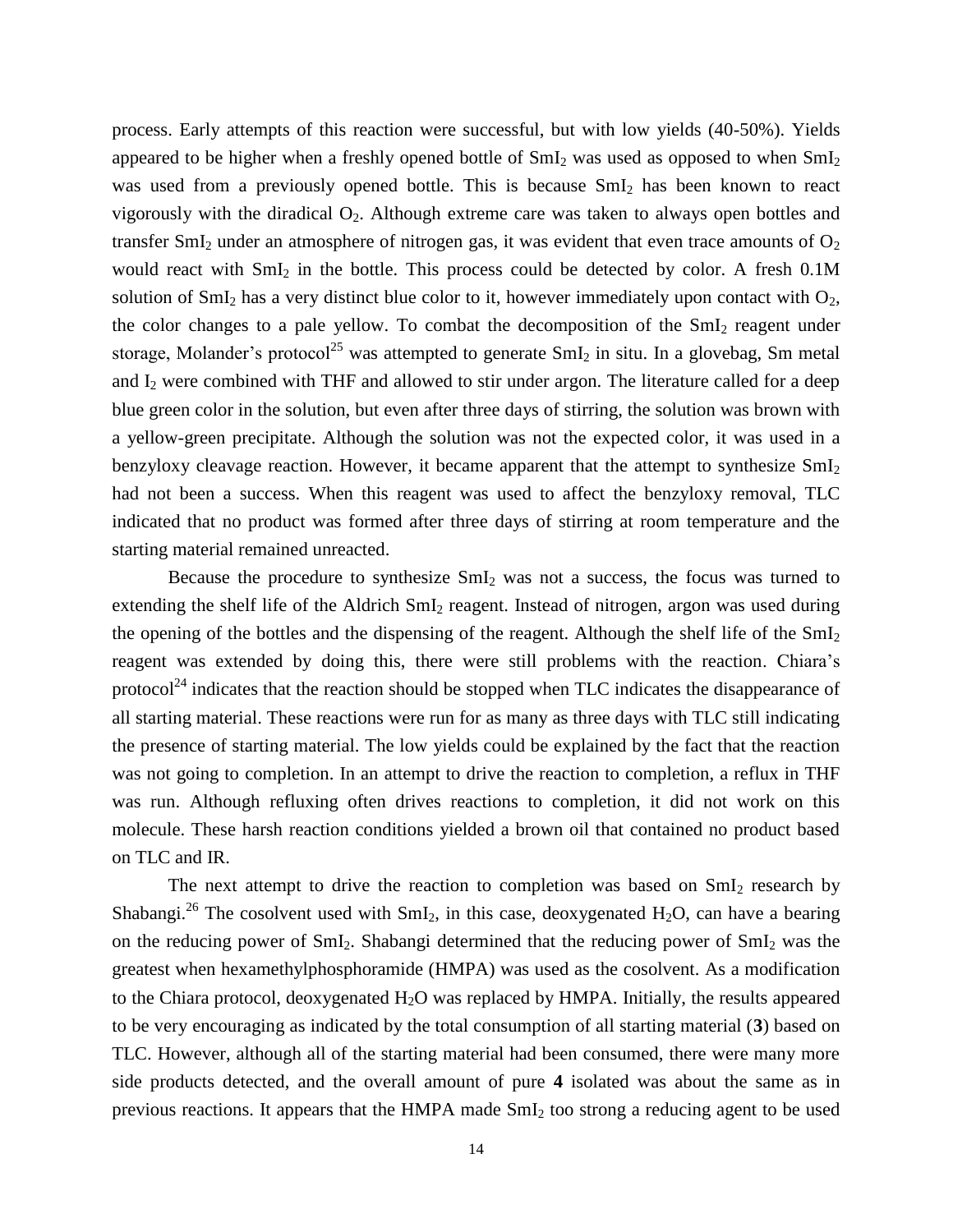process. Early attempts of this reaction were successful, but with low yields (40-50%). Yields appeared to be higher when a freshly opened bottle of $SmI_2$ was used as opposed to when $SmI_2$ was used from a previously opened bottle. This is because $SmI_2$ has been known to react vigorously with the diradical $O_2$. Although extreme care was taken to always open bottles and transfer $SmI_2$ under an atmosphere of nitrogen gas, it was evident that even trace amounts of $O_2$ would react with $SmI_2$ in the bottle. This process could be detected by color. A fresh 0.1M solution of $SmI_2$ has a very distinct blue color to it, however immediately upon contact with $O_2$, the color changes to a pale yellow. To combat the decomposition of the $SmI_2$ reagent under storage, Molander's protocol[25] was attempted to generate $SmI_2$ in situ. In a glovebag, Sm metal and $I_2$ were combined with THF and allowed to stir under argon. The literature called for a deep blue green color in the solution, but even after three days of stirring, the solution was brown with a yellow-green precipitate. Although the solution was not the expected color, it was used in a benzyloxy cleavage reaction. However, it became apparent that the attempt to synthesize $SmI_2$ had not been a success. When this reagent was used to affect the benzyloxy removal, TLC indicated that no product was formed after three days of stirring at room temperature and the starting material remained unreacted.

Because the procedure to synthesize $SmI_2$ was not a success, the focus was turned to extending the shelf life of the Aldrich $SmI_2$ reagent. Instead of nitrogen, argon was used during the opening of the bottles and the dispensing of the reagent. Although the shelf life of the $SmI_2$ reagent was extended by doing this, there were still problems with the reaction. Chiara's protocol[24] indicates that the reaction should be stopped when TLC indicates the disappearance of all starting material. These reactions were run for as many as three days with TLC still indicating the presence of starting material. The low yields could be explained by the fact that the reaction was not going to completion. In an attempt to drive the reaction to completion, a reflux in THF was run. Although refluxing often drives reactions to completion, it did not work on this molecule. These harsh reaction conditions yielded a brown oil that contained no product based on TLC and IR.

The next attempt to drive the reaction to completion was based on $SmI_2$ research by Shabangi.[26] The cosolvent used with $SmI_2$, in this case, deoxygenated $H_2O$, can have a bearing on the reducing power of $SmI_2$. Shabangi determined that the reducing power of $SmI_2$ was the greatest when hexamethylphosphoramide (HMPA) was used as the cosolvent. As a modification to the Chiara protocol, deoxygenated $H_2O$ was replaced by HMPA. Initially, the results appeared to be very encouraging as indicated by the total consumption of all starting material (**3**) based on TLC. However, although all of the starting material had been consumed, there were many more side products detected, and the overall amount of pure **4** isolated was about the same as in previous reactions. It appears that the HMPA made $SmI_2$ too strong a reducing agent to be used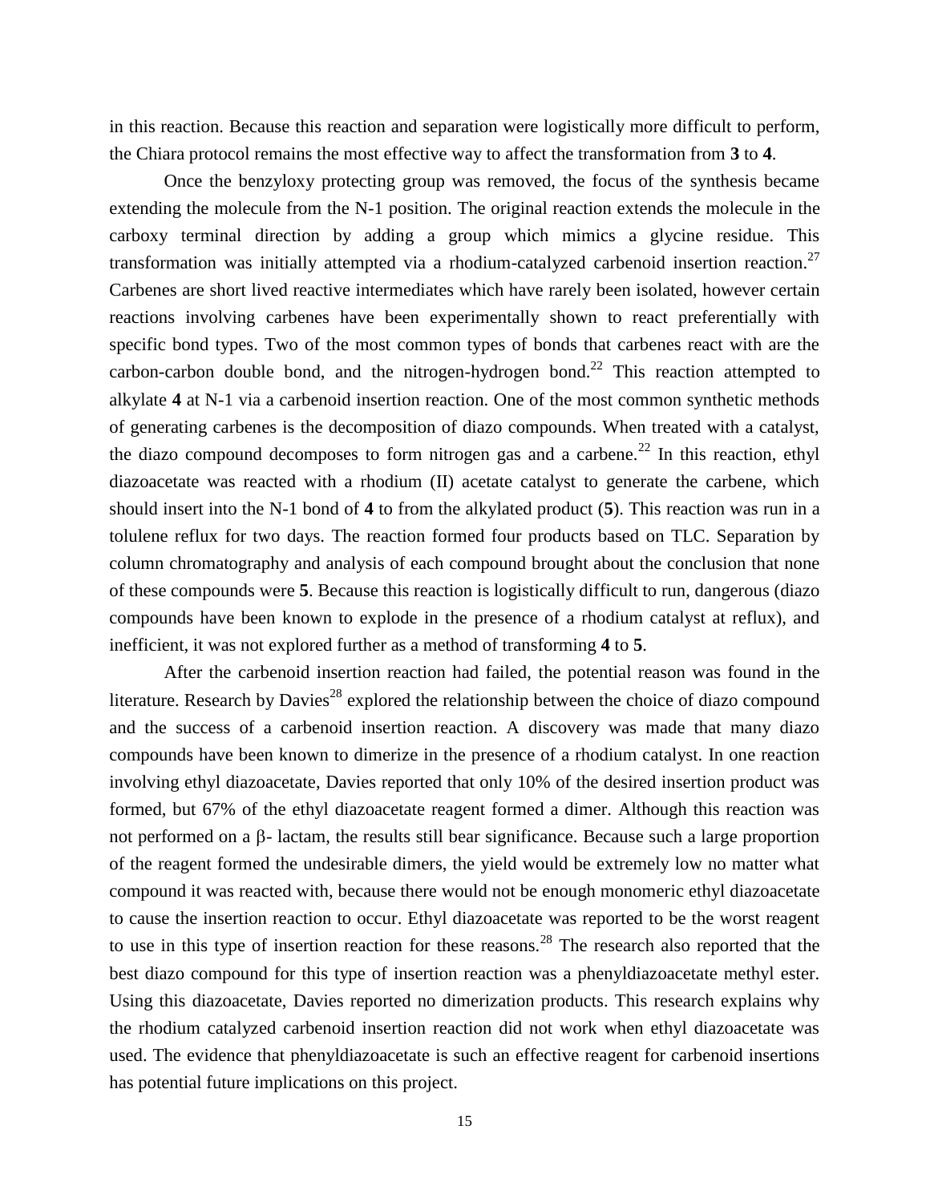in this reaction. Because this reaction and separation were logistically more difficult to perform, the Chiara protocol remains the most effective way to affect the transformation from **3** to **4**.

Once the benzyloxy protecting group was removed, the focus of the synthesis became extending the molecule from the N-1 position. The original reaction extends the molecule in the carboxy terminal direction by adding a group which mimics a glycine residue. This transformation was initially attempted via a rhodium-catalyzed carbenoid insertion reaction.[27] Carbenes are short lived reactive intermediates which have rarely been isolated, however certain reactions involving carbenes have been experimentally shown to react preferentially with specific bond types. Two of the most common types of bonds that carbenes react with are the carbon-carbon double bond, and the nitrogen-hydrogen bond.[22] This reaction attempted to alkylate **4** at N-1 via a carbenoid insertion reaction. One of the most common synthetic methods of generating carbenes is the decomposition of diazo compounds. When treated with a catalyst, the diazo compound decomposes to form nitrogen gas and a carbene.[22] In this reaction, ethyl diazoacetate was reacted with a rhodium (II) acetate catalyst to generate the carbene, which should insert into the N-1 bond of **4** to from the alkylated product (**5**). This reaction was run in a tolulene reflux for two days. The reaction formed four products based on TLC. Separation by column chromatography and analysis of each compound brought about the conclusion that none of these compounds were **5**. Because this reaction is logistically difficult to run, dangerous (diazo compounds have been known to explode in the presence of a rhodium catalyst at reflux), and inefficient, it was not explored further as a method of transforming **4** to **5**.

After the carbenoid insertion reaction had failed, the potential reason was found in the literature. Research by Davies[28] explored the relationship between the choice of diazo compound and the success of a carbenoid insertion reaction. A discovery was made that many diazo compounds have been known to dimerize in the presence of a rhodium catalyst. In one reaction involving ethyl diazoacetate, Davies reported that only 10% of the desired insertion product was formed, but 67% of the ethyl diazoacetate reagent formed a dimer. Although this reaction was not performed on a β- lactam, the results still bear significance. Because such a large proportion of the reagent formed the undesirable dimers, the yield would be extremely low no matter what compound it was reacted with, because there would not be enough monomeric ethyl diazoacetate to cause the insertion reaction to occur. Ethyl diazoacetate was reported to be the worst reagent to use in this type of insertion reaction for these reasons.[28] The research also reported that the best diazo compound for this type of insertion reaction was a phenyldiazoacetate methyl ester. Using this diazoacetate, Davies reported no dimerization products. This research explains why the rhodium catalyzed carbenoid insertion reaction did not work when ethyl diazoacetate was used. The evidence that phenyldiazoacetate is such an effective reagent for carbenoid insertions has potential future implications on this project.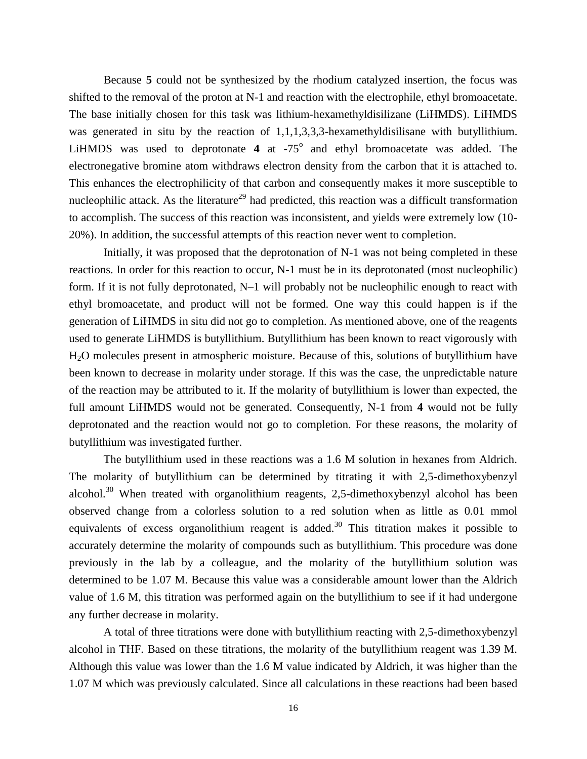Because **5** could not be synthesized by the rhodium catalyzed insertion, the focus was shifted to the removal of the proton at N-1 and reaction with the electrophile, ethyl bromoacetate. The base initially chosen for this task was lithium-hexamethyldisilizane (LiHMDS). LiHMDS was generated in situ by the reaction of 1,1,1,3,3,3-hexamethyldisilisane with butyllithium. LiHMDS was used to deprotonate **4** at -75$^o$ and ethyl bromoacetate was added. The electronegative bromine atom withdraws electron density from the carbon that it is attached to. This enhances the electrophilicity of that carbon and consequently makes it more susceptible to nucleophilic attack. As the literature[29] had predicted, this reaction was a difficult transformation to accomplish. The success of this reaction was inconsistent, and yields were extremely low (10-20%). In addition, the successful attempts of this reaction never went to completion.

Initially, it was proposed that the deprotonation of N-1 was not being completed in these reactions. In order for this reaction to occur, N-1 must be in its deprotonated (most nucleophilic) form. If it is not fully deprotonated, N–1 will probably not be nucleophilic enough to react with ethyl bromoacetate, and product will not be formed. One way this could happen is if the generation of LiHMDS in situ did not go to completion. As mentioned above, one of the reagents used to generate LiHMDS is butyllithium. Butyllithium has been known to react vigorously with $H_2O$ molecules present in atmospheric moisture. Because of this, solutions of butyllithium have been known to decrease in molarity under storage. If this was the case, the unpredictable nature of the reaction may be attributed to it. If the molarity of butyllithium is lower than expected, the full amount LiHMDS would not be generated. Consequently, N-1 from **4** would not be fully deprotonated and the reaction would not go to completion. For these reasons, the molarity of butyllithium was investigated further.

The butyllithium used in these reactions was a 1.6 M solution in hexanes from Aldrich. The molarity of butyllithium can be determined by titrating it with 2,5-dimethoxybenzyl alcohol.[30] When treated with organolithium reagents, 2,5-dimethoxybenzyl alcohol has been observed change from a colorless solution to a red solution when as little as 0.01 mmol equivalents of excess organolithium reagent is added.[30] This titration makes it possible to accurately determine the molarity of compounds such as butyllithium. This procedure was done previously in the lab by a colleague, and the molarity of the butyllithium solution was determined to be 1.07 M. Because this value was a considerable amount lower than the Aldrich value of 1.6 M, this titration was performed again on the butyllithium to see if it had undergone any further decrease in molarity.

A total of three titrations were done with butyllithium reacting with 2,5-dimethoxybenzyl alcohol in THF. Based on these titrations, the molarity of the butyllithium reagent was 1.39 M. Although this value was lower than the 1.6 M value indicated by Aldrich, it was higher than the 1.07 M which was previously calculated. Since all calculations in these reactions had been based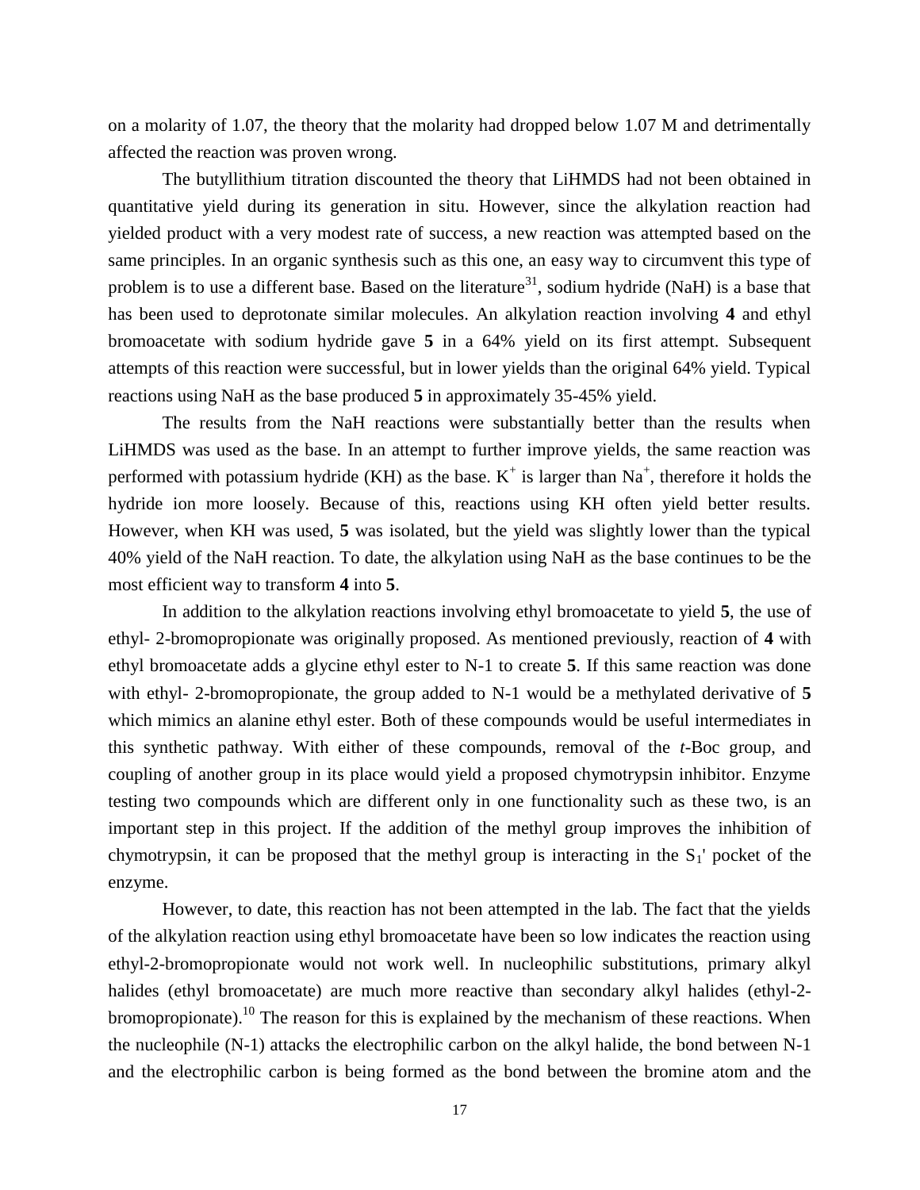on a molarity of 1.07, the theory that the molarity had dropped below 1.07 M and detrimentally affected the reaction was proven wrong.

The butyllithium titration discounted the theory that LiHMDS had not been obtained in quantitative yield during its generation in situ. However, since the alkylation reaction had yielded product with a very modest rate of success, a new reaction was attempted based on the same principles. In an organic synthesis such as this one, an easy way to circumvent this type of problem is to use a different base. Based on the literature[31], sodium hydride (NaH) is a base that has been used to deprotonate similar molecules. An alkylation reaction involving **4** and ethyl bromoacetate with sodium hydride gave **5** in a 64% yield on its first attempt. Subsequent attempts of this reaction were successful, but in lower yields than the original 64% yield. Typical reactions using NaH as the base produced **5** in approximately 35-45% yield.

The results from the NaH reactions were substantially better than the results when LiHMDS was used as the base. In an attempt to further improve yields, the same reaction was performed with potassium hydride (KH) as the base. $K^+$ is larger than $Na^+$, therefore it holds the hydride ion more loosely. Because of this, reactions using KH often yield better results. However, when KH was used, **5** was isolated, but the yield was slightly lower than the typical 40% yield of the NaH reaction. To date, the alkylation using NaH as the base continues to be the most efficient way to transform **4** into **5**.

In addition to the alkylation reactions involving ethyl bromoacetate to yield **5**, the use of ethyl- 2-bromopropionate was originally proposed. As mentioned previously, reaction of **4** with ethyl bromoacetate adds a glycine ethyl ester to N-1 to create **5**. If this same reaction was done with ethyl- 2-bromopropionate, the group added to N-1 would be a methylated derivative of **5** which mimics an alanine ethyl ester. Both of these compounds would be useful intermediates in this synthetic pathway. With either of these compounds, removal of the *t*-Boc group, and coupling of another group in its place would yield a proposed chymotrypsin inhibitor. Enzyme testing two compounds which are different only in one functionality such as these two, is an important step in this project. If the addition of the methyl group improves the inhibition of chymotrypsin, it can be proposed that the methyl group is interacting in the $S_1$' pocket of the enzyme.

However, to date, this reaction has not been attempted in the lab. The fact that the yields of the alkylation reaction using ethyl bromoacetate have been so low indicates the reaction using ethyl-2-bromopropionate would not work well. In nucleophilic substitutions, primary alkyl halides (ethyl bromoacetate) are much more reactive than secondary alkyl halides (ethyl-2-bromopropionate).[10] The reason for this is explained by the mechanism of these reactions. When the nucleophile (N-1) attacks the electrophilic carbon on the alkyl halide, the bond between N-1 and the electrophilic carbon is being formed as the bond between the bromine atom and the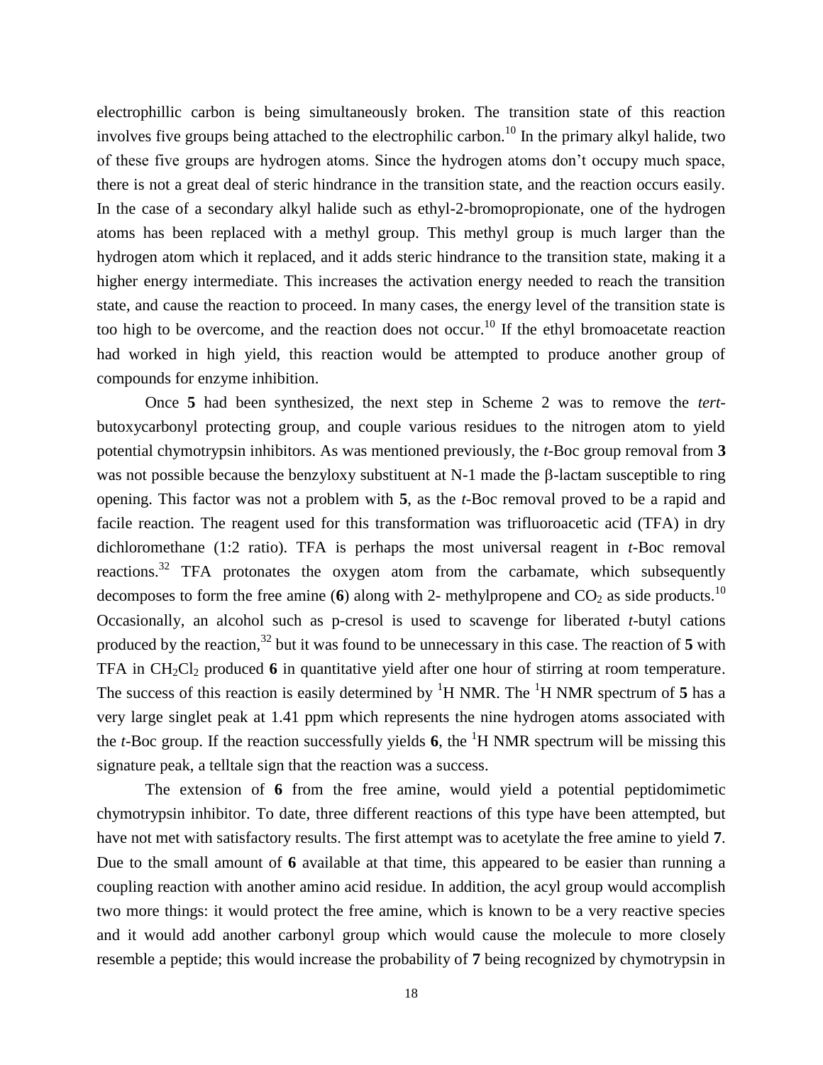electrophillic carbon is being simultaneously broken. The transition state of this reaction involves five groups being attached to the electrophilic carbon.[10] In the primary alkyl halide, two of these five groups are hydrogen atoms. Since the hydrogen atoms don't occupy much space, there is not a great deal of steric hindrance in the transition state, and the reaction occurs easily. In the case of a secondary alkyl halide such as ethyl-2-bromopropionate, one of the hydrogen atoms has been replaced with a methyl group. This methyl group is much larger than the hydrogen atom which it replaced, and it adds steric hindrance to the transition state, making it a higher energy intermediate. This increases the activation energy needed to reach the transition state, and cause the reaction to proceed. In many cases, the energy level of the transition state is too high to be overcome, and the reaction does not occur.[10] If the ethyl bromoacetate reaction had worked in high yield, this reaction would be attempted to produce another group of compounds for enzyme inhibition.

Once **5** had been synthesized, the next step in Scheme 2 was to remove the *tert*-butoxycarbonyl protecting group, and couple various residues to the nitrogen atom to yield potential chymotrypsin inhibitors. As was mentioned previously, the *t*-Boc group removal from **3** was not possible because the benzyloxy substituent at N-1 made the β-lactam susceptible to ring opening. This factor was not a problem with **5**, as the *t*-Boc removal proved to be a rapid and facile reaction. The reagent used for this transformation was trifluoroacetic acid (TFA) in dry dichloromethane (1:2 ratio). TFA is perhaps the most universal reagent in *t*-Boc removal reactions.[32] TFA protonates the oxygen atom from the carbamate, which subsequently decomposes to form the free amine (**6**) along with 2- methylpropene and $CO_2$ as side products.[10] Occasionally, an alcohol such as p-cresol is used to scavenge for liberated *t*-butyl cations produced by the reaction,[32] but it was found to be unnecessary in this case. The reaction of **5** with TFA in $CH_2Cl_2$ produced **6** in quantitative yield after one hour of stirring at room temperature. The success of this reaction is easily determined by $^1$H NMR. The $^1$H NMR spectrum of **5** has a very large singlet peak at 1.41 ppm which represents the nine hydrogen atoms associated with the *t*-Boc group. If the reaction successfully yields **6**, the $^1$H NMR spectrum will be missing this signature peak, a telltale sign that the reaction was a success.

The extension of **6** from the free amine, would yield a potential peptidomimetic chymotrypsin inhibitor. To date, three different reactions of this type have been attempted, but have not met with satisfactory results. The first attempt was to acetylate the free amine to yield **7**. Due to the small amount of **6** available at that time, this appeared to be easier than running a coupling reaction with another amino acid residue. In addition, the acyl group would accomplish two more things: it would protect the free amine, which is known to be a very reactive species and it would add another carbonyl group which would cause the molecule to more closely resemble a peptide; this would increase the probability of **7** being recognized by chymotrypsin in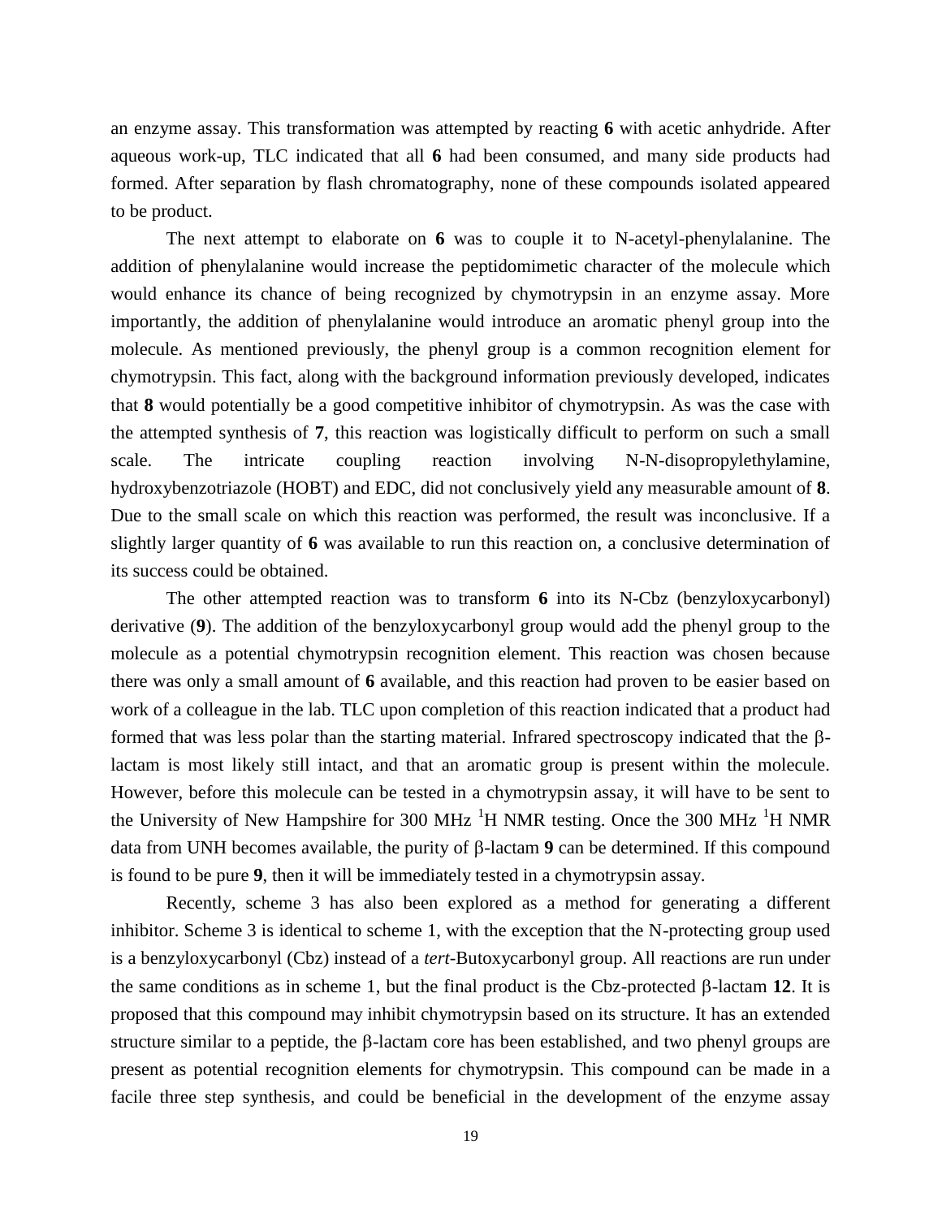an enzyme assay. This transformation was attempted by reacting **6** with acetic anhydride. After aqueous work-up, TLC indicated that all **6** had been consumed, and many side products had formed. After separation by flash chromatography, none of these compounds isolated appeared to be product.

The next attempt to elaborate on **6** was to couple it to N-acetyl-phenylalanine. The addition of phenylalanine would increase the peptidomimetic character of the molecule which would enhance its chance of being recognized by chymotrypsin in an enzyme assay. More importantly, the addition of phenylalanine would introduce an aromatic phenyl group into the molecule. As mentioned previously, the phenyl group is a common recognition element for chymotrypsin. This fact, along with the background information previously developed, indicates that **8** would potentially be a good competitive inhibitor of chymotrypsin. As was the case with the attempted synthesis of **7**, this reaction was logistically difficult to perform on such a small scale. The intricate coupling reaction involving N-N-disopropylethylamine, hydroxybenzotriazole (HOBT) and EDC, did not conclusively yield any measurable amount of **8**. Due to the small scale on which this reaction was performed, the result was inconclusive. If a slightly larger quantity of **6** was available to run this reaction on, a conclusive determination of its success could be obtained.

The other attempted reaction was to transform **6** into its N-Cbz (benzyloxycarbonyl) derivative (**9**). The addition of the benzyloxycarbonyl group would add the phenyl group to the molecule as a potential chymotrypsin recognition element. This reaction was chosen because there was only a small amount of **6** available, and this reaction had proven to be easier based on work of a colleague in the lab. TLC upon completion of this reaction indicated that a product had formed that was less polar than the starting material. Infrared spectroscopy indicated that the β-lactam is most likely still intact, and that an aromatic group is present within the molecule. However, before this molecule can be tested in a chymotrypsin assay, it will have to be sent to the University of New Hampshire for 300 MHz $^{1}$H NMR testing. Once the 300 MHz $^{1}$H NMR data from UNH becomes available, the purity of β-lactam **9** can be determined. If this compound is found to be pure **9**, then it will be immediately tested in a chymotrypsin assay.

Recently, scheme 3 has also been explored as a method for generating a different inhibitor. Scheme 3 is identical to scheme 1, with the exception that the N-protecting group used is a benzyloxycarbonyl (Cbz) instead of a *tert*-Butoxycarbonyl group. All reactions are run under the same conditions as in scheme 1, but the final product is the Cbz-protected β-lactam **12**. It is proposed that this compound may inhibit chymotrypsin based on its structure. It has an extended structure similar to a peptide, the β-lactam core has been established, and two phenyl groups are present as potential recognition elements for chymotrypsin. This compound can be made in a facile three step synthesis, and could be beneficial in the development of the enzyme assay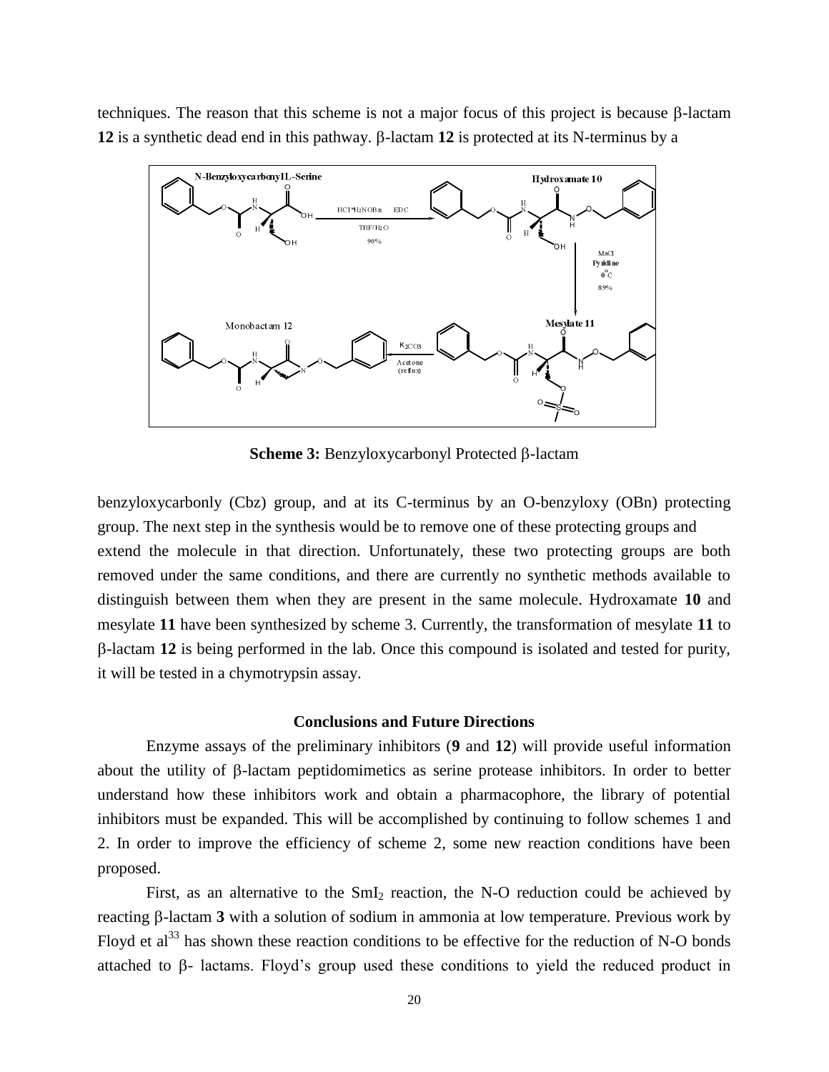techniques. The reason that this scheme is not a major focus of this project is because β-lactam **12** is a synthetic dead end in this pathway. β-lactam **12** is protected at its N-terminus by a

**Scheme 3:** Benzyloxycarbonyl Protected β-lactam

benzyloxycarbonly (Cbz) group, and at its C-terminus by an O-benzyloxy (OBn) protecting group. The next step in the synthesis would be to remove one of these protecting groups and extend the molecule in that direction. Unfortunately, these two protecting groups are both removed under the same conditions, and there are currently no synthetic methods available to distinguish between them when they are present in the same molecule. Hydroxamate **10** and mesylate **11** have been synthesized by scheme 3. Currently, the transformation of mesylate **11** to β-lactam **12** is being performed in the lab. Once this compound is isolated and tested for purity, it will be tested in a chymotrypsin assay.

## Conclusions and Future Directions

Enzyme assays of the preliminary inhibitors (**9** and **12**) will provide useful information about the utility of β-lactam peptidomimetics as serine protease inhibitors. In order to better understand how these inhibitors work and obtain a pharmacophore, the library of potential inhibitors must be expanded. This will be accomplished by continuing to follow schemes 1 and 2. In order to improve the efficiency of scheme 2, some new reaction conditions have been proposed.

First, as an alternative to the $SmI_2$ reaction, the N-O reduction could be achieved by reacting β-lactam **3** with a solution of sodium in ammonia at low temperature. Previous work by Floyd et al[33] has shown these reaction conditions to be effective for the reduction of N-O bonds attached to β- lactams. Floyd's group used these conditions to yield the reduced product in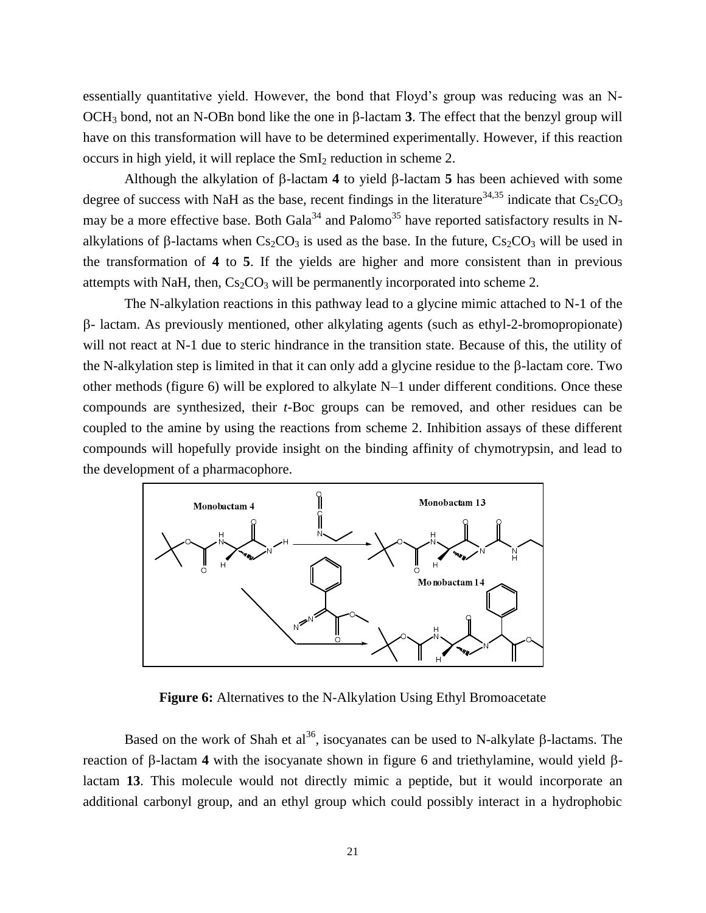essentially quantitative yield. However, the bond that Floyd's group was reducing was an N-$OCH_3$ bond, not an N-OBn bond like the one in β-lactam **3**. The effect that the benzyl group will have on this transformation will have to be determined experimentally. However, if this reaction occurs in high yield, it will replace the $SmI_2$ reduction in scheme 2.

Although the alkylation of β-lactam **4** to yield β-lactam **5** has been achieved with some degree of success with NaH as the base, recent findings in the literature[34,35] indicate that $Cs_2CO_3$ may be a more effective base. Both Gala[34] and Palomo[35] have reported satisfactory results in N-alkylations of β-lactams when $Cs_2CO_3$ is used as the base. In the future, $Cs_2CO_3$ will be used in the transformation of **4** to **5**. If the yields are higher and more consistent than in previous attempts with NaH, then, $Cs_2CO_3$ will be permanently incorporated into scheme 2.

The N-alkylation reactions in this pathway lead to a glycine mimic attached to N-1 of the β- lactam. As previously mentioned, other alkylating agents (such as ethyl-2-bromopropionate) will not react at N-1 due to steric hindrance in the transition state. Because of this, the utility of the N-alkylation step is limited in that it can only add a glycine residue to the β-lactam core. Two other methods (figure 6) will be explored to alkylate N–1 under different conditions. Once these compounds are synthesized, their *t*-Boc groups can be removed, and other residues can be coupled to the amine by using the reactions from scheme 2. Inhibition assays of these different compounds will hopefully provide insight on the binding affinity of chymotrypsin, and lead to the development of a pharmacophore.

**Figure 6:** Alternatives to the N-Alkylation Using Ethyl Bromoacetate

Based on the work of Shah et al[36], isocyanates can be used to N-alkylate β-lactams. The reaction of β-lactam **4** with the isocyanate shown in figure 6 and triethylamine, would yield β-lactam **13**. This molecule would not directly mimic a peptide, but it would incorporate an additional carbonyl group, and an ethyl group which could possibly interact in a hydrophobic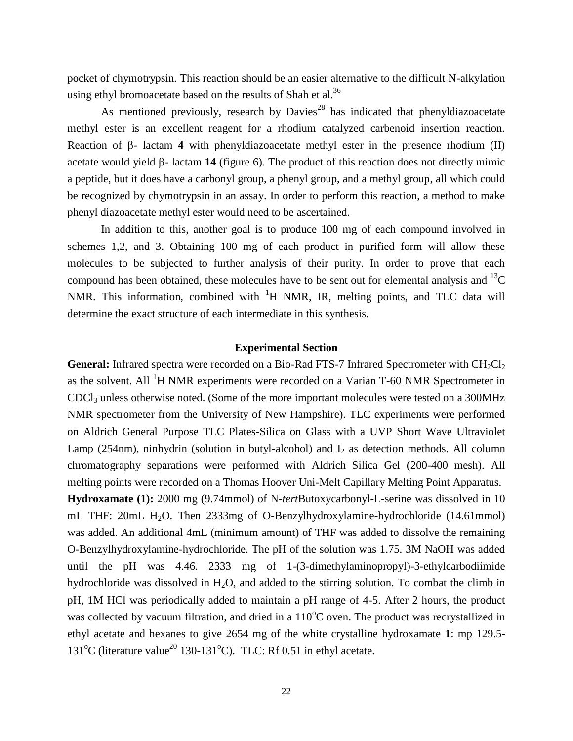pocket of chymotrypsin. This reaction should be an easier alternative to the difficult N-alkylation using ethyl bromoacetate based on the results of Shah et al.[36]

As mentioned previously, research by Davies[28] has indicated that phenyldiazoacetate methyl ester is an excellent reagent for a rhodium catalyzed carbenoid insertion reaction. Reaction of β- lactam **4** with phenyldiazoacetate methyl ester in the presence rhodium (II) acetate would yield β- lactam **14** (figure 6). The product of this reaction does not directly mimic a peptide, but it does have a carbonyl group, a phenyl group, and a methyl group, all which could be recognized by chymotrypsin in an assay. In order to perform this reaction, a method to make phenyl diazoacetate methyl ester would need to be ascertained.

In addition to this, another goal is to produce 100 mg of each compound involved in schemes 1,2, and 3. Obtaining 100 mg of each product in purified form will allow these molecules to be subjected to further analysis of their purity. In order to prove that each compound has been obtained, these molecules have to be sent out for elemental analysis and $^{13}C$ NMR. This information, combined with $^{1}H$ NMR, IR, melting points, and TLC data will determine the exact structure of each intermediate in this synthesis.

## Experimental Section

**General:** Infrared spectra were recorded on a Bio-Rad FTS-7 Infrared Spectrometer with $CH_2Cl_2$ as the solvent. All $^{1}H$ NMR experiments were recorded on a Varian T-60 NMR Spectrometer in $CDCl_3$ unless otherwise noted. (Some of the more important molecules were tested on a 300MHz NMR spectrometer from the University of New Hampshire). TLC experiments were performed on Aldrich General Purpose TLC Plates-Silica on Glass with a UVP Short Wave Ultraviolet Lamp (254nm), ninhydrin (solution in butyl-alcohol) and $I_2$ as detection methods. All column chromatography separations were performed with Aldrich Silica Gel (200-400 mesh). All melting points were recorded on a Thomas Hoover Uni-Melt Capillary Melting Point Apparatus.

**Hydroxamate (1):** 2000 mg (9.74mmol) of N-*tert*Butoxycarbonyl-L-serine was dissolved in 10 mL THF: 20mL $H_2O$. Then 2333mg of O-Benzylhydroxylamine-hydrochloride (14.61mmol) was added. An additional 4mL (minimum amount) of THF was added to dissolve the remaining O-Benzylhydroxylamine-hydrochloride. The pH of the solution was 1.75. 3M NaOH was added until the pH was 4.46. 2333 mg of 1-(3-dimethylaminopropyl)-3-ethylcarbodiimide hydrochloride was dissolved in $H_2O$, and added to the stirring solution. To combat the climb in pH, 1M HCl was periodically added to maintain a pH range of 4-5. After 2 hours, the product was collected by vacuum filtration, and dried in a 110°C oven. The product was recrystallized in ethyl acetate and hexanes to give 2654 mg of the white crystalline hydroxamate **1**: mp 129.5-131°C (literature value[20] 130-131°C). TLC: Rf 0.51 in ethyl acetate.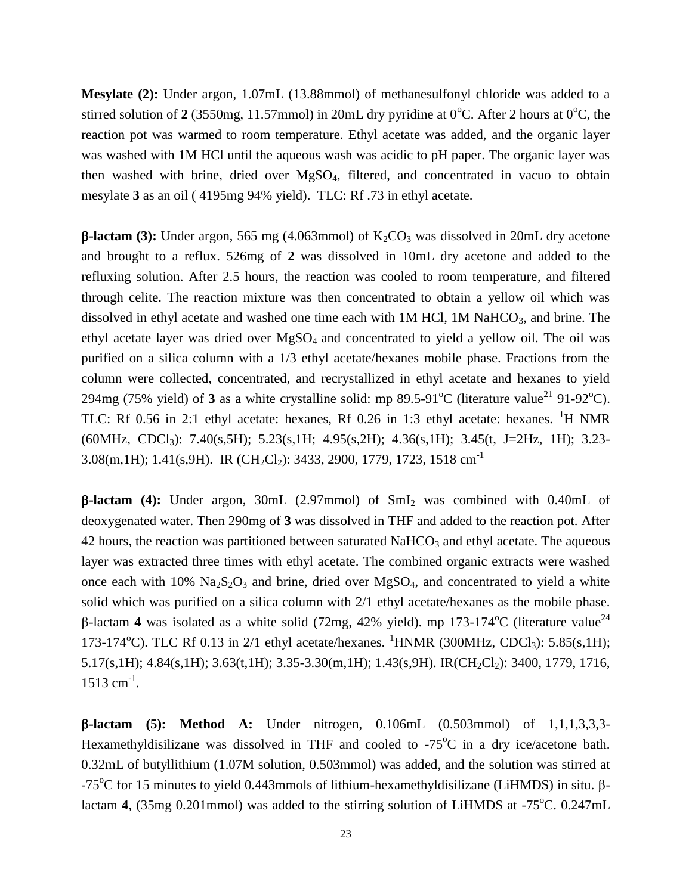**Mesylate (2):** Under argon, 1.07mL (13.88mmol) of methanesulfonyl chloride was added to a stirred solution of **2** (3550mg, 11.57mmol) in 20mL dry pyridine at 0°C. After 2 hours at 0°C, the reaction pot was warmed to room temperature. Ethyl acetate was added, and the organic layer was washed with 1M HCl until the aqueous wash was acidic to pH paper. The organic layer was then washed with brine, dried over $MgSO_4$, filtered, and concentrated in vacuo to obtain mesylate **3** as an oil ( 4195mg 94% yield). TLC: Rf .73 in ethyl acetate.

**β-lactam (3):** Under argon, 565 mg (4.063mmol) of $K_2CO_3$ was dissolved in 20mL dry acetone and brought to a reflux. 526mg of **2** was dissolved in 10mL dry acetone and added to the refluxing solution. After 2.5 hours, the reaction was cooled to room temperature, and filtered through celite. The reaction mixture was then concentrated to obtain a yellow oil which was dissolved in ethyl acetate and washed one time each with 1M HCl, 1M $NaHCO_3$, and brine. The ethyl acetate layer was dried over $MgSO_4$ and concentrated to yield a yellow oil. The oil was purified on a silica column with a 1/3 ethyl acetate/hexanes mobile phase. Fractions from the column were collected, concentrated, and recrystallized in ethyl acetate and hexanes to yield 294mg (75% yield) of **3** as a white crystalline solid: mp 89.5-91°C (literature value[21] 91-92°C). TLC: Rf 0.56 in 2:1 ethyl acetate: hexanes, Rf 0.26 in 1:3 ethyl acetate: hexanes. $^1$H NMR (60MHz, $CDCl_3$): 7.40(s,5H); 5.23(s,1H; 4.95(s,2H); 4.36(s,1H); 3.45(t, J=2Hz, 1H); 3.23-3.08(m,1H); 1.41(s,9H). IR ($CH_2Cl_2$): 3433, 2900, 1779, 1723, 1518 cm$^{-1}$

**β-lactam (4):** Under argon, 30mL (2.97mmol) of $SmI_2$ was combined with 0.40mL of deoxygenated water. Then 290mg of **3** was dissolved in THF and added to the reaction pot. After 42 hours, the reaction was partitioned between saturated $NaHCO_3$ and ethyl acetate. The aqueous layer was extracted three times with ethyl acetate. The combined organic extracts were washed once each with 10% $Na_2S_2O_3$ and brine, dried over $MgSO_4$, and concentrated to yield a white solid which was purified on a silica column with 2/1 ethyl acetate/hexanes as the mobile phase. β-lactam **4** was isolated as a white solid (72mg, 42% yield). mp 173-174°C (literature value[24] 173-174°C). TLC Rf 0.13 in 2/1 ethyl acetate/hexanes. $^1$HNMR (300MHz, $CDCl_3$): 5.85(s,1H); 5.17(s,1H); 4.84(s,1H); 3.63(t,1H); 3.35-3.30(m,1H); 1.43(s,9H). IR($CH_2Cl_2$): 3400, 1779, 1716, 1513 cm$^{-1}$.

**β-lactam (5): Method A:** Under nitrogen, 0.106mL (0.503mmol) of 1,1,1,3,3,3-Hexamethyldisilizane was dissolved in THF and cooled to -75°C in a dry ice/acetone bath. 0.32mL of butyllithium (1.07M solution, 0.503mmol) was added, and the solution was stirred at -75°C for 15 minutes to yield 0.443mmols of lithium-hexamethyldisilizane (LiHMDS) in situ. β-lactam **4**, (35mg 0.201mmol) was added to the stirring solution of LiHMDS at -75°C. 0.247mL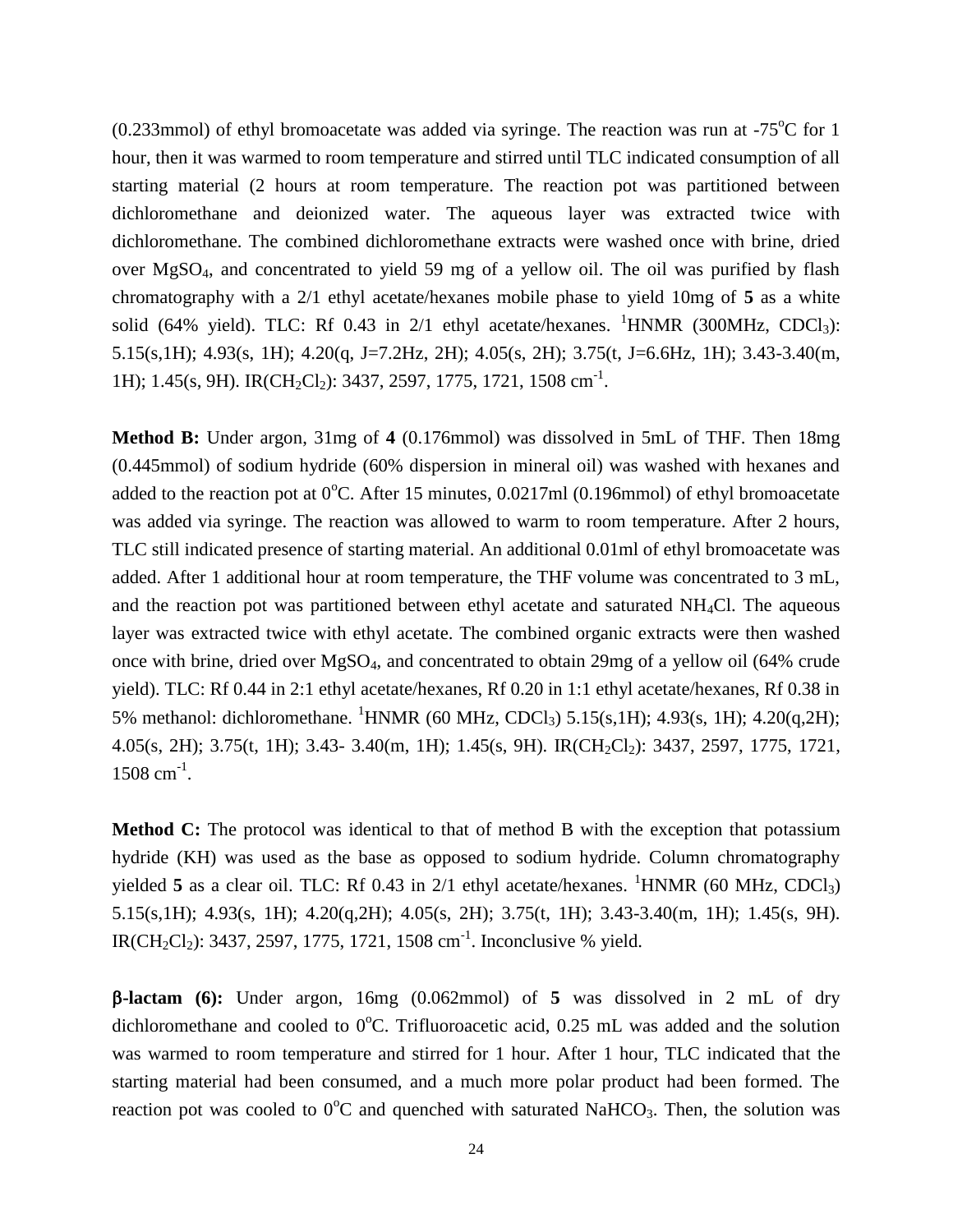(0.233mmol) of ethyl bromoacetate was added via syringe. The reaction was run at -75°C for 1 hour, then it was warmed to room temperature and stirred until TLC indicated consumption of all starting material (2 hours at room temperature. The reaction pot was partitioned between dichloromethane and deionized water. The aqueous layer was extracted twice with dichloromethane. The combined dichloromethane extracts were washed once with brine, dried over $MgSO_4$, and concentrated to yield 59 mg of a yellow oil. The oil was purified by flash chromatography with a 2/1 ethyl acetate/hexanes mobile phase to yield 10mg of **5** as a white solid (64% yield). TLC: Rf 0.43 in 2/1 ethyl acetate/hexanes. $^1$HNMR (300MHz, $CDCl_3$): 5.15(s,1H); 4.93(s, 1H); 4.20(q, J=7.2Hz, 2H); 4.05(s, 2H); 3.75(t, J=6.6Hz, 1H); 3.43-3.40(m, 1H); 1.45(s, 9H). IR($CH_2Cl_2$): 3437, 2597, 1775, 1721, 1508 cm$^{-1}$.

**Method B:** Under argon, 31mg of **4** (0.176mmol) was dissolved in 5mL of THF. Then 18mg (0.445mmol) of sodium hydride (60% dispersion in mineral oil) was washed with hexanes and added to the reaction pot at 0°C. After 15 minutes, 0.0217ml (0.196mmol) of ethyl bromoacetate was added via syringe. The reaction was allowed to warm to room temperature. After 2 hours, TLC still indicated presence of starting material. An additional 0.01ml of ethyl bromoacetate was added. After 1 additional hour at room temperature, the THF volume was concentrated to 3 mL, and the reaction pot was partitioned between ethyl acetate and saturated $NH_4Cl$. The aqueous layer was extracted twice with ethyl acetate. The combined organic extracts were then washed once with brine, dried over $MgSO_4$, and concentrated to obtain 29mg of a yellow oil (64% crude yield). TLC: Rf 0.44 in 2:1 ethyl acetate/hexanes, Rf 0.20 in 1:1 ethyl acetate/hexanes, Rf 0.38 in 5% methanol: dichloromethane. $^1$HNMR (60 MHz, $CDCl_3$) 5.15(s,1H); 4.93(s, 1H); 4.20(q,2H); 4.05(s, 2H); 3.75(t, 1H); 3.43- 3.40(m, 1H); 1.45(s, 9H). IR($CH_2Cl_2$): 3437, 2597, 1775, 1721, 1508 cm$^{-1}$.

**Method C:** The protocol was identical to that of method B with the exception that potassium hydride (KH) was used as the base as opposed to sodium hydride. Column chromatography yielded **5** as a clear oil. TLC: Rf 0.43 in 2/1 ethyl acetate/hexanes. $^1$HNMR (60 MHz, $CDCl_3$) 5.15(s,1H); 4.93(s, 1H); 4.20(q,2H); 4.05(s, 2H); 3.75(t, 1H); 3.43-3.40(m, 1H); 1.45(s, 9H). IR($CH_2Cl_2$): 3437, 2597, 1775, 1721, 1508 cm$^{-1}$. Inconclusive % yield.

**β-lactam (6):** Under argon, 16mg (0.062mmol) of **5** was dissolved in 2 mL of dry dichloromethane and cooled to 0°C. Trifluoroacetic acid, 0.25 mL was added and the solution was warmed to room temperature and stirred for 1 hour. After 1 hour, TLC indicated that the starting material had been consumed, and a much more polar product had been formed. The reaction pot was cooled to 0°C and quenched with saturated $NaHCO_3$. Then, the solution was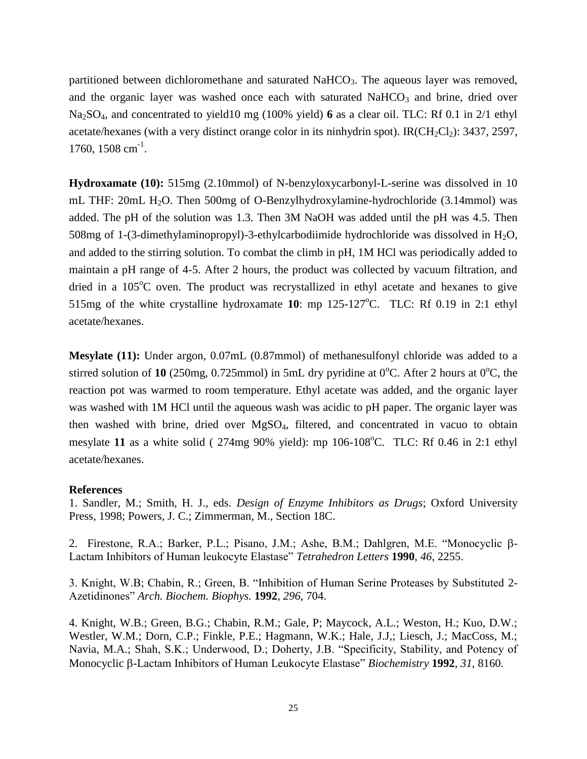partitioned between dichloromethane and saturated $NaHCO_3$. The aqueous layer was removed, and the organic layer was washed once each with saturated $NaHCO_3$ and brine, dried over $Na_2SO_4$, and concentrated to yield10 mg (100% yield) **6** as a clear oil. TLC: Rf 0.1 in 2/1 ethyl acetate/hexanes (with a very distinct orange color in its ninhydrin spot). IR($CH_2Cl_2$): 3437, 2597, 1760, 1508 $cm^{-1}$.

**Hydroxamate (10):** 515mg (2.10mmol) of N-benzyloxycarbonyl-L-serine was dissolved in 10 mL THF: 20mL $H_2O$. Then 500mg of O-Benzylhydroxylamine-hydrochloride (3.14mmol) was added. The pH of the solution was 1.3. Then 3M NaOH was added until the pH was 4.5. Then 508mg of 1-(3-dimethylaminopropyl)-3-ethylcarbodiimide hydrochloride was dissolved in $H_2O$, and added to the stirring solution. To combat the climb in pH, 1M HCl was periodically added to maintain a pH range of 4-5. After 2 hours, the product was collected by vacuum filtration, and dried in a 105$^{o}$C oven. The product was recrystallized in ethyl acetate and hexanes to give 515mg of the white crystalline hydroxamate **10**: mp 125-127$^{o}$C. TLC: Rf 0.19 in 2:1 ethyl acetate/hexanes.

**Mesylate (11):** Under argon, 0.07mL (0.87mmol) of methanesulfonyl chloride was added to a stirred solution of **10** (250mg, 0.725mmol) in 5mL dry pyridine at 0$^{o}$C. After 2 hours at 0$^{o}$C, the reaction pot was warmed to room temperature. Ethyl acetate was added, and the organic layer was washed with 1M HCl until the aqueous wash was acidic to pH paper. The organic layer was then washed with brine, dried over $MgSO_4$, filtered, and concentrated in vacuo to obtain mesylate **11** as a white solid ( 274mg 90% yield): mp 106-108$^{o}$C. TLC: Rf 0.46 in 2:1 ethyl acetate/hexanes.

**References**

1. Sandler, M.; Smith, H. J., eds. *Design of Enzyme Inhibitors as Drugs*; Oxford University Press, 1998; Powers, J. C.; Zimmerman, M., Section 18C.

2. Firestone, R.A.; Barker, P.L.; Pisano, J.M.; Ashe, B.M.; Dahlgren, M.E. "Monocyclic β-Lactam Inhibitors of Human leukocyte Elastase" *Tetrahedron Letters* **1990**, *46*, 2255.

3. Knight, W.B; Chabin, R.; Green, B. "Inhibition of Human Serine Proteases by Substituted 2-Azetidinones" *Arch. Biochem. Biophys.* **1992**, *296*, 704.

4. Knight, W.B.; Green, B.G.; Chabin, R.M.; Gale, P; Maycock, A.L.; Weston, H.; Kuo, D.W.; Westler, W.M.; Dorn, C.P.; Finkle, P.E.; Hagmann, W.K.; Hale, J.J,; Liesch, J.; MacCoss, M.; Navia, M.A.; Shah, S.K.; Underwood, D.; Doherty, J.B. "Specificity, Stability, and Potency of Monocyclic β-Lactam Inhibitors of Human Leukocyte Elastase" *Biochemistry* **1992**, *31*, 8160.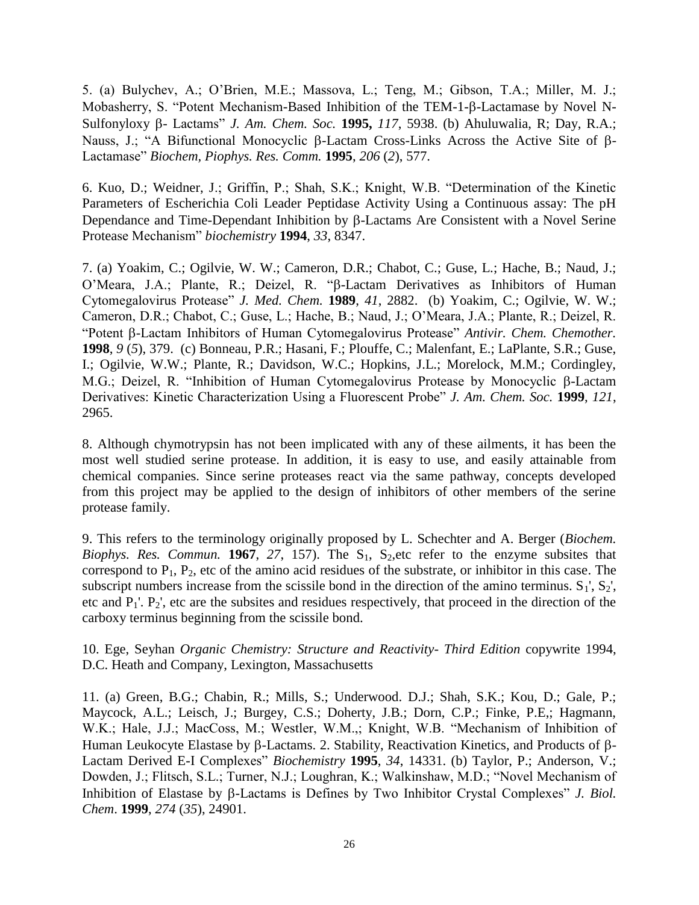5. (a) Bulychev, A.; O'Brien, M.E.; Massova, L.; Teng, M.; Gibson, T.A.; Miller, M. J.; Mobasherry, S. "Potent Mechanism-Based Inhibition of the TEM-1-β-Lactamase by Novel N-Sulfonyloxy β- Lactams" *J. Am. Chem. Soc.* **1995,** *117*, 5938. (b) Ahuluwalia, R; Day, R.A.; Nauss, J.; "A Bifunctional Monocyclic β-Lactam Cross-Links Across the Active Site of β-Lactamase" *Biochem, Piophys. Res. Comm.* **1995**, *206* (*2*), 577.

6. Kuo, D.; Weidner, J.; Griffin, P.; Shah, S.K.; Knight, W.B. "Determination of the Kinetic Parameters of Escherichia Coli Leader Peptidase Activity Using a Continuous assay: The pH Dependance and Time-Dependant Inhibition by β-Lactams Are Consistent with a Novel Serine Protease Mechanism" *biochemistry* **1994**, *33*, 8347.

7. (a) Yoakim, C.; Ogilvie, W. W.; Cameron, D.R.; Chabot, C.; Guse, L.; Hache, B.; Naud, J.; O'Meara, J.A.; Plante, R.; Deizel, R. "β-Lactam Derivatives as Inhibitors of Human Cytomegalovirus Protease" *J. Med. Chem.* **1989**, *41*, 2882. (b) Yoakim, C.; Ogilvie, W. W.; Cameron, D.R.; Chabot, C.; Guse, L.; Hache, B.; Naud, J.; O'Meara, J.A.; Plante, R.; Deizel, R. "Potent β-Lactam Inhibitors of Human Cytomegalovirus Protease" *Antivir. Chem. Chemother.* **1998**, *9* (*5*), 379. (c) Bonneau, P.R.; Hasani, F.; Plouffe, C.; Malenfant, E.; LaPlante, S.R.; Guse, I.; Ogilvie, W.W.; Plante, R.; Davidson, W.C.; Hopkins, J.L.; Morelock, M.M.; Cordingley, M.G.; Deizel, R. "Inhibition of Human Cytomegalovirus Protease by Monocyclic β-Lactam Derivatives: Kinetic Characterization Using a Fluorescent Probe" *J. Am. Chem. Soc.* **1999**, *121*, 2965.

8. Although chymotrypsin has not been implicated with any of these ailments, it has been the most well studied serine protease. In addition, it is easy to use, and easily attainable from chemical companies. Since serine proteases react via the same pathway, concepts developed from this project may be applied to the design of inhibitors of other members of the serine protease family.

9. This refers to the terminology originally proposed by L. Schechter and A. Berger (*Biochem. Biophys. Res. Commun.* **1967**, *27*, 157). The $S_1$, $S_2$,etc refer to the enzyme subsites that correspond to $P_1$, $P_2$, etc of the amino acid residues of the substrate, or inhibitor in this case. The subscript numbers increase from the scissile bond in the direction of the amino terminus. $S_1'$, $S_2'$, etc and $P_1'$. $P_2'$, etc are the subsites and residues respectively, that proceed in the direction of the carboxy terminus beginning from the scissile bond.

10. Ege, Seyhan *Organic Chemistry: Structure and Reactivity- Third Edition* copywrite 1994, D.C. Heath and Company, Lexington, Massachusetts

11. (a) Green, B.G.; Chabin, R.; Mills, S.; Underwood. D.J.; Shah, S.K.; Kou, D.; Gale, P.; Maycock, A.L.; Leisch, J.; Burgey, C.S.; Doherty, J.B.; Dorn, C.P.; Finke, P.E,; Hagmann, W.K.; Hale, J.J.; MacCoss, M.; Westler, W.M.,; Knight, W.B. "Mechanism of Inhibition of Human Leukocyte Elastase by β-Lactams. 2. Stability, Reactivation Kinetics, and Products of β-Lactam Derived E-I Complexes" *Biochemistry* **1995**, *34*, 14331. (b) Taylor, P.; Anderson, V.; Dowden, J.; Flitsch, S.L.; Turner, N.J.; Loughran, K.; Walkinshaw, M.D.; "Novel Mechanism of Inhibition of Elastase by β-Lactams is Defines by Two Inhibitor Crystal Complexes" *J. Biol. Chem*. **1999**, *274* (*35*), 24901.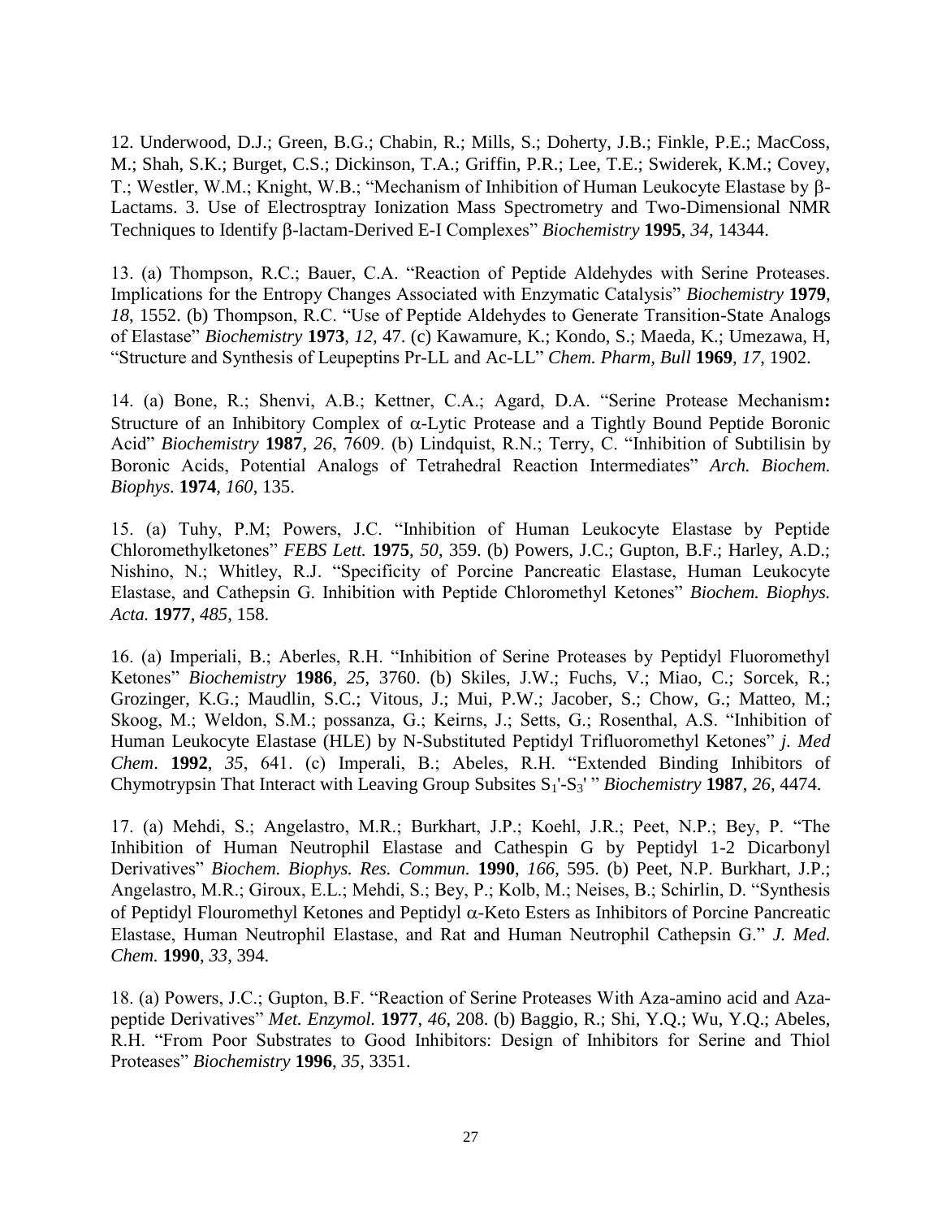12. Underwood, D.J.; Green, B.G.; Chabin, R.; Mills, S.; Doherty, J.B.; Finkle, P.E.; MacCoss, M.; Shah, S.K.; Burget, C.S.; Dickinson, T.A.; Griffin, P.R.; Lee, T.E.; Swiderek, K.M.; Covey, T.; Westler, W.M.; Knight, W.B.; "Mechanism of Inhibition of Human Leukocyte Elastase by β-Lactams. 3. Use of Electrosptray Ionization Mass Spectrometry and Two-Dimensional NMR Techniques to Identify β-lactam-Derived E-I Complexes" *Biochemistry* **1995**, *34*, 14344.

13. (a) Thompson, R.C.; Bauer, C.A. "Reaction of Peptide Aldehydes with Serine Proteases. Implications for the Entropy Changes Associated with Enzymatic Catalysis" *Biochemistry* **1979**, *18*, 1552. (b) Thompson, R.C. "Use of Peptide Aldehydes to Generate Transition-State Analogs of Elastase" *Biochemistry* **1973**, *12*, 47. (c) Kawamure, K.; Kondo, S.; Maeda, K.; Umezawa, H, "Structure and Synthesis of Leupeptins Pr-LL and Ac-LL" *Chem. Pharm, Bull* **1969**, *17*, 1902.

14. (a) Bone, R.; Shenvi, A.B.; Kettner, C.A.; Agard, D.A. "Serine Protease Mechanism**:** Structure of an Inhibitory Complex of α-Lytic Protease and a Tightly Bound Peptide Boronic Acid" *Biochemistry* **1987**, *26*, 7609. (b) Lindquist, R.N.; Terry, C. "Inhibition of Subtilisin by Boronic Acids, Potential Analogs of Tetrahedral Reaction Intermediates" *Arch. Biochem. Biophys.* **1974**, *160*, 135.

15. (a) Tuhy, P.M; Powers, J.C. "Inhibition of Human Leukocyte Elastase by Peptide Chloromethylketones" *FEBS Lett.* **1975**, *50*, 359. (b) Powers, J.C.; Gupton, B.F.; Harley, A.D.; Nishino, N.; Whitley, R.J. "Specificity of Porcine Pancreatic Elastase, Human Leukocyte Elastase, and Cathepsin G. Inhibition with Peptide Chloromethyl Ketones" *Biochem. Biophys. Acta.* **1977**, *485*, 158.

16. (a) Imperiali, B.; Aberles, R.H. "Inhibition of Serine Proteases by Peptidyl Fluoromethyl Ketones" *Biochemistry* **1986**, *25*, 3760. (b) Skiles, J.W.; Fuchs, V.; Miao, C.; Sorcek, R.; Grozinger, K.G.; Maudlin, S.C.; Vitous, J.; Mui, P.W.; Jacober, S.; Chow, G.; Matteo, M.; Skoog, M.; Weldon, S.M.; possanza, G.; Keirns, J.; Setts, G.; Rosenthal, A.S. "Inhibition of Human Leukocyte Elastase (HLE) by N-Substituted Peptidyl Trifluoromethyl Ketones" *j. Med Chem*. **1992**, *35*, 641. (c) Imperali, B.; Abeles, R.H. "Extended Binding Inhibitors of Chymotrypsin That Interact with Leaving Group Subsites $S_1'$-$S_3'$ " *Biochemistry* **1987**, *26*, 4474.

17. (a) Mehdi, S.; Angelastro, M.R.; Burkhart, J.P.; Koehl, J.R.; Peet, N.P.; Bey, P. "The Inhibition of Human Neutrophil Elastase and Cathespin G by Peptidyl 1-2 Dicarbonyl Derivatives" *Biochem. Biophys. Res. Commun.* **1990**, *166*, 595. (b) Peet, N.P. Burkhart, J.P.; Angelastro, M.R.; Giroux, E.L.; Mehdi, S.; Bey, P.; Kolb, M.; Neises, B.; Schirlin, D. "Synthesis of Peptidyl Flouromethyl Ketones and Peptidyl α-Keto Esters as Inhibitors of Porcine Pancreatic Elastase, Human Neutrophil Elastase, and Rat and Human Neutrophil Cathepsin G." *J. Med. Chem.* **1990**, *33*, 394.

18. (a) Powers, J.C.; Gupton, B.F. "Reaction of Serine Proteases With Aza-amino acid and Aza-peptide Derivatives" *Met. Enzymol.* **1977**, *46*, 208. (b) Baggio, R.; Shi, Y.Q.; Wu, Y.Q.; Abeles, R.H. "From Poor Substrates to Good Inhibitors: Design of Inhibitors for Serine and Thiol Proteases" *Biochemistry* **1996**, *35*, 3351.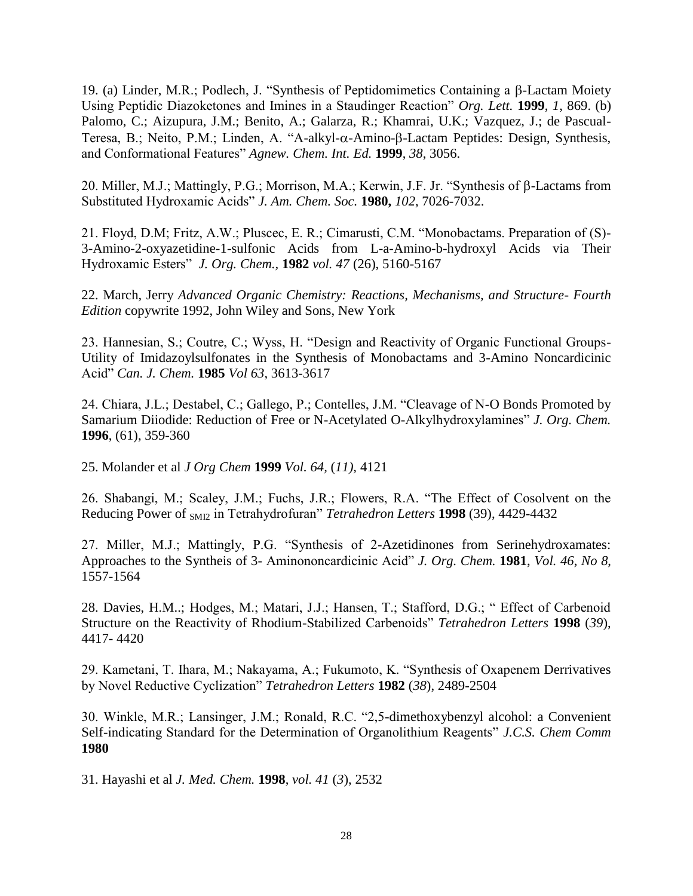19. (a) Linder, M.R.; Podlech, J. "Synthesis of Peptidomimetics Containing a β-Lactam Moiety Using Peptidic Diazoketones and Imines in a Staudinger Reaction" *Org. Lett.* **1999**, *1*, 869. (b) Palomo, C.; Aizupura, J.M.; Benito, A.; Galarza, R.; Khamrai, U.K.; Vazquez, J.; de Pascual-Teresa, B.; Neito, P.M.; Linden, A. "A-alkyl-α-Amino-β-Lactam Peptides: Design, Synthesis, and Conformational Features" *Agnew. Chem. Int. Ed.* **1999**, *38*, 3056.

20. Miller, M.J.; Mattingly, P.G.; Morrison, M.A.; Kerwin, J.F. Jr. "Synthesis of β-Lactams from Substituted Hydroxamic Acids" *J. Am. Chem. Soc.* **1980,** *102*, 7026-7032.

21. Floyd, D.M; Fritz, A.W.; Pluscec, E. R.; Cimarusti, C.M. "Monobactams. Preparation of (S)-3-Amino-2-oxyazetidine-1-sulfonic Acids from L-a-Amino-b-hydroxyl Acids via Their Hydroxamic Esters" *J. Org. Chem.,* **1982** *vol. 47* (26), 5160-5167

22. March, Jerry *Advanced Organic Chemistry: Reactions, Mechanisms, and Structure- Fourth Edition* copywrite 1992, John Wiley and Sons, New York

23. Hannesian, S.; Coutre, C.; Wyss, H. "Design and Reactivity of Organic Functional Groups-Utility of Imidazoylsulfonates in the Synthesis of Monobactams and 3-Amino Noncardicinic Acid" *Can. J. Chem.* **1985** *Vol 63*, 3613-3617

24. Chiara, J.L.; Destabel, C.; Gallego, P.; Contelles, J.M. "Cleavage of N-O Bonds Promoted by Samarium Diiodide: Reduction of Free or N-Acetylated O-Alkylhydroxylamines" *J. Org. Chem.* **1996**, (61), 359-360

25. Molander et al *J Org Chem* **1999** *Vol. 64*, (*11),* 4121

26. Shabangi, M.; Scaley, J.M.; Fuchs, J.R.; Flowers, R.A. "The Effect of Cosolvent on the Reducing Power of $_{SMI2}$ in Tetrahydrofuran" *Tetrahedron Letters* **1998** (39), 4429-4432

27. Miller, M.J.; Mattingly, P.G. "Synthesis of 2-Azetidinones from Serinehydroxamates: Approaches to the Syntheis of 3- Aminononcardicinic Acid" *J. Org. Chem.* **1981**, *Vol. 46*, *No 8*, 1557-1564

28. Davies, H.M..; Hodges, M.; Matari, J.J.; Hansen, T.; Stafford, D.G.; " Effect of Carbenoid Structure on the Reactivity of Rhodium-Stabilized Carbenoids" *Tetrahedron Letters* **1998** (*39*), 4417- 4420

29. Kametani, T. Ihara, M.; Nakayama, A.; Fukumoto, K. "Synthesis of Oxapenem Derrivatives by Novel Reductive Cyclization" *Tetrahedron Letters* **1982** (*38*), 2489-2504

30. Winkle, M.R.; Lansinger, J.M.; Ronald, R.C. "2,5-dimethoxybenzyl alcohol: a Convenient Self-indicating Standard for the Determination of Organolithium Reagents" *J.C.S. Chem Comm* **1980**

31. Hayashi et al *J. Med. Chem.* **1998**, *vol. 41* (*3*), 2532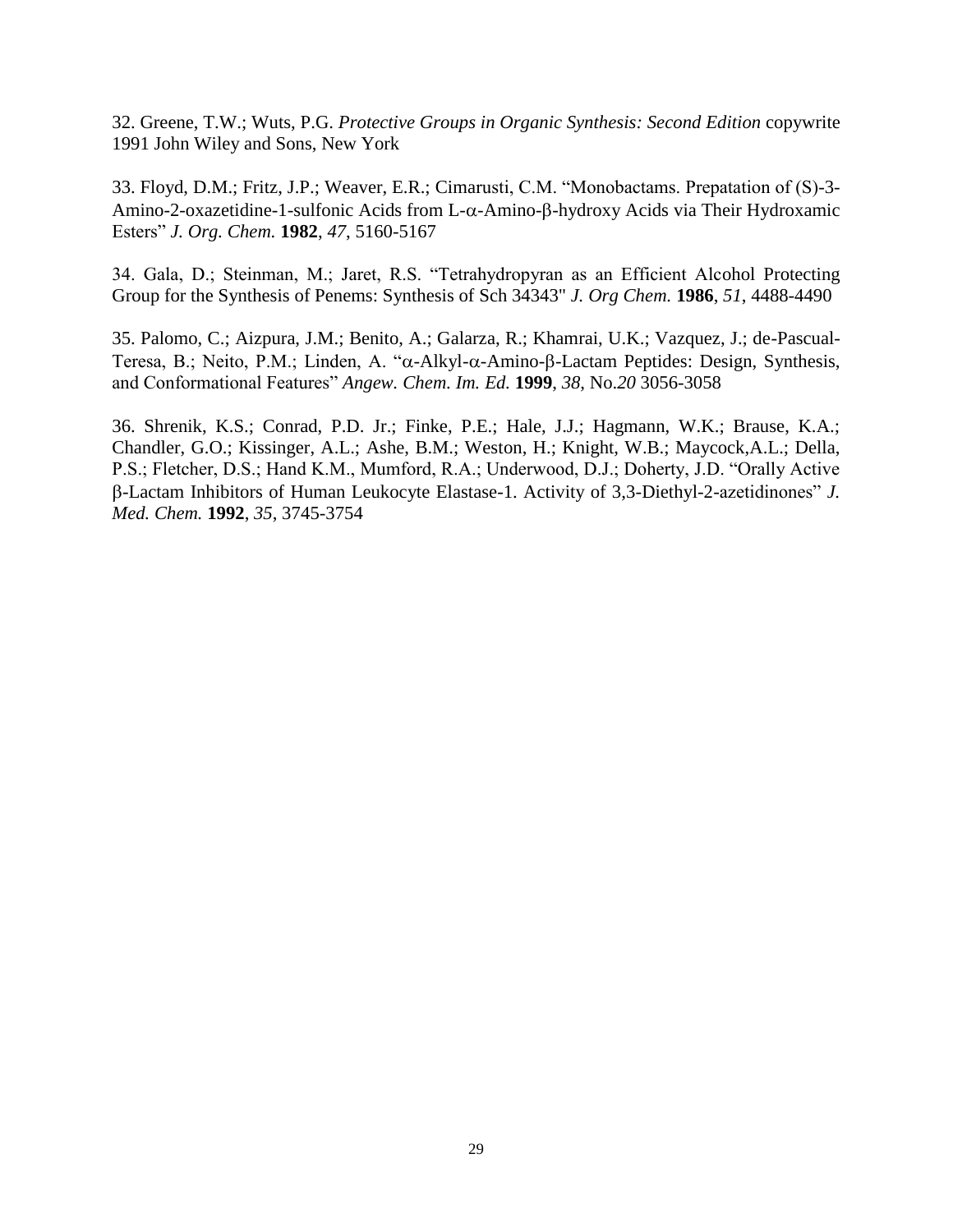32. Greene, T.W.; Wuts, P.G. *Protective Groups in Organic Synthesis: Second Edition* copywrite 1991 John Wiley and Sons, New York

33. Floyd, D.M.; Fritz, J.P.; Weaver, E.R.; Cimarusti, C.M. "Monobactams. Prepatation of (S)-3-Amino-2-oxazetidine-1-sulfonic Acids from L-α-Amino-β-hydroxy Acids via Their Hydroxamic Esters" *J. Org. Chem.* **1982**, *47*, 5160-5167

34. Gala, D.; Steinman, M.; Jaret, R.S. "Tetrahydropyran as an Efficient Alcohol Protecting Group for the Synthesis of Penems: Synthesis of Sch 34343" *J. Org Chem.* **1986**, *51*, 4488-4490

35. Palomo, C.; Aizpura, J.M.; Benito, A.; Galarza, R.; Khamrai, U.K.; Vazquez, J.; de-Pascual-Teresa, B.; Neito, P.M.; Linden, A. "α-Alkyl-α-Amino-β-Lactam Peptides: Design, Synthesis, and Conformational Features" *Angew. Chem. Im. Ed.* **1999**, *38*, No.*20* 3056-3058

36. Shrenik, K.S.; Conrad, P.D. Jr.; Finke, P.E.; Hale, J.J.; Hagmann, W.K.; Brause, K.A.; Chandler, G.O.; Kissinger, A.L.; Ashe, B.M.; Weston, H.; Knight, W.B.; Maycock,A.L.; Della, P.S.; Fletcher, D.S.; Hand K.M., Mumford, R.A.; Underwood, D.J.; Doherty, J.D. "Orally Active β-Lactam Inhibitors of Human Leukocyte Elastase-1. Activity of 3,3-Diethyl-2-azetidinones" *J. Med. Chem.* **1992**, *35*, 3745-3754